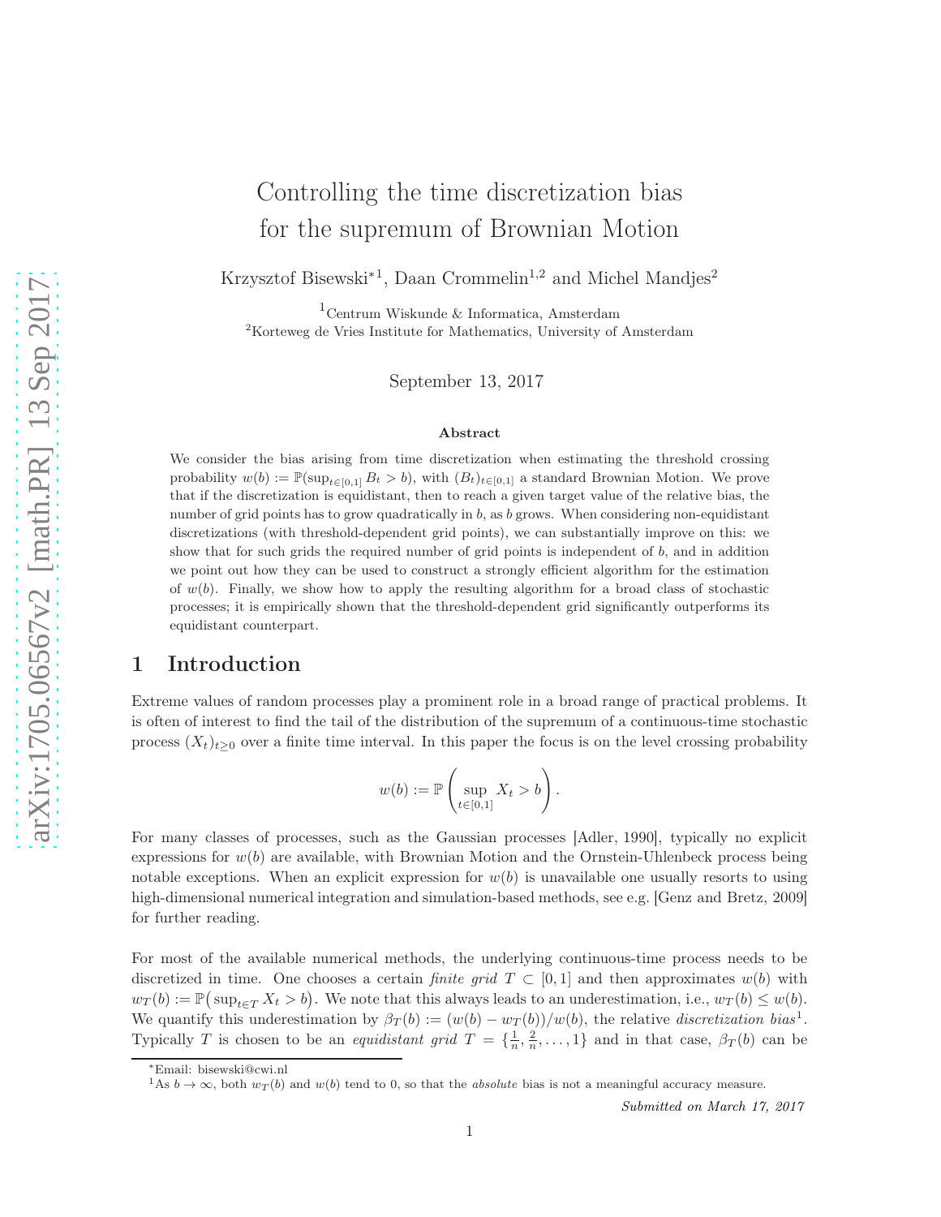# Controlling the time discretization bias for the supremum of Brownian Motion

Krzysztof Bisewski*[1], Daan Crommelin[1,2] and Michel Mandjes[2]

[1]Centrum Wiskunde & Informatica, Amsterdam
[2]Korteweg de Vries Institute for Mathematics, University of Amsterdam

September 13, 2017

### Abstract

We consider the bias arising from time discretization when estimating the threshold crossing probability $w(b) := \mathbb{P}(\sup_{t\in[0,1]} B_t > b)$, with $(B_t)_{t\in[0,1]}$ a standard Brownian Motion. We prove that if the discretization is equidistant, then to reach a given target value of the relative bias, the number of grid points has to grow quadratically in $b$, as $b$ grows. When considering non-equidistant discretizations (with threshold-dependent grid points), we can substantially improve on this: we show that for such grids the required number of grid points is independent of $b$, and in addition we point out how they can be used to construct a strongly efficient algorithm for the estimation of $w(b)$. Finally, we show how to apply the resulting algorithm for a broad class of stochastic processes; it is empirically shown that the threshold-dependent grid significantly outperforms its equidistant counterpart.

## 1 Introduction

Extreme values of random processes play a prominent role in a broad range of practical problems. It is often of interest to find the tail of the distribution of the supremum of a continuous-time stochastic process $(X_t)_{t\geq 0}$ over a finite time interval. In this paper the focus is on the level crossing probability

$$w(b) := \mathbb{P}\left(\sup_{t\in[0,1]} X_t > b\right).$$

For many classes of processes, such as the Gaussian processes [Adler, 1990], typically no explicit expressions for $w(b)$ are available, with Brownian Motion and the Ornstein-Uhlenbeck process being notable exceptions. When an explicit expression for $w(b)$ is unavailable one usually resorts to using high-dimensional numerical integration and simulation-based methods, see e.g. [Genz and Bretz, 2009] for further reading.

For most of the available numerical methods, the underlying continuous-time process needs to be discretized in time. One chooses a certain *finite grid* $T \subset [0,1]$ and then approximates $w(b)$ with $w_T(b) := \mathbb{P}\big(\sup_{t\in T} X_t > b\big)$. We note that this always leads to an underestimation, i.e., $w_T(b) \leq w(b)$. We quantify this underestimation by $\beta_T(b) := (w(b) - w_T(b))/w(b)$, the relative *discretization bias*[1]. Typically $T$ is chosen to be an *equidistant grid* $T = \{\frac{1}{n}, \frac{2}{n}, \ldots, 1\}$ and in that case, $\beta_T(b)$ can be

*Email: bisewski@cwi.nl

[1]As $b \to \infty$, both $w_T(b)$ and $w(b)$ tend to 0, so that the *absolute* bias is not a meaningful accuracy measure.

*Submitted on March 17, 2017*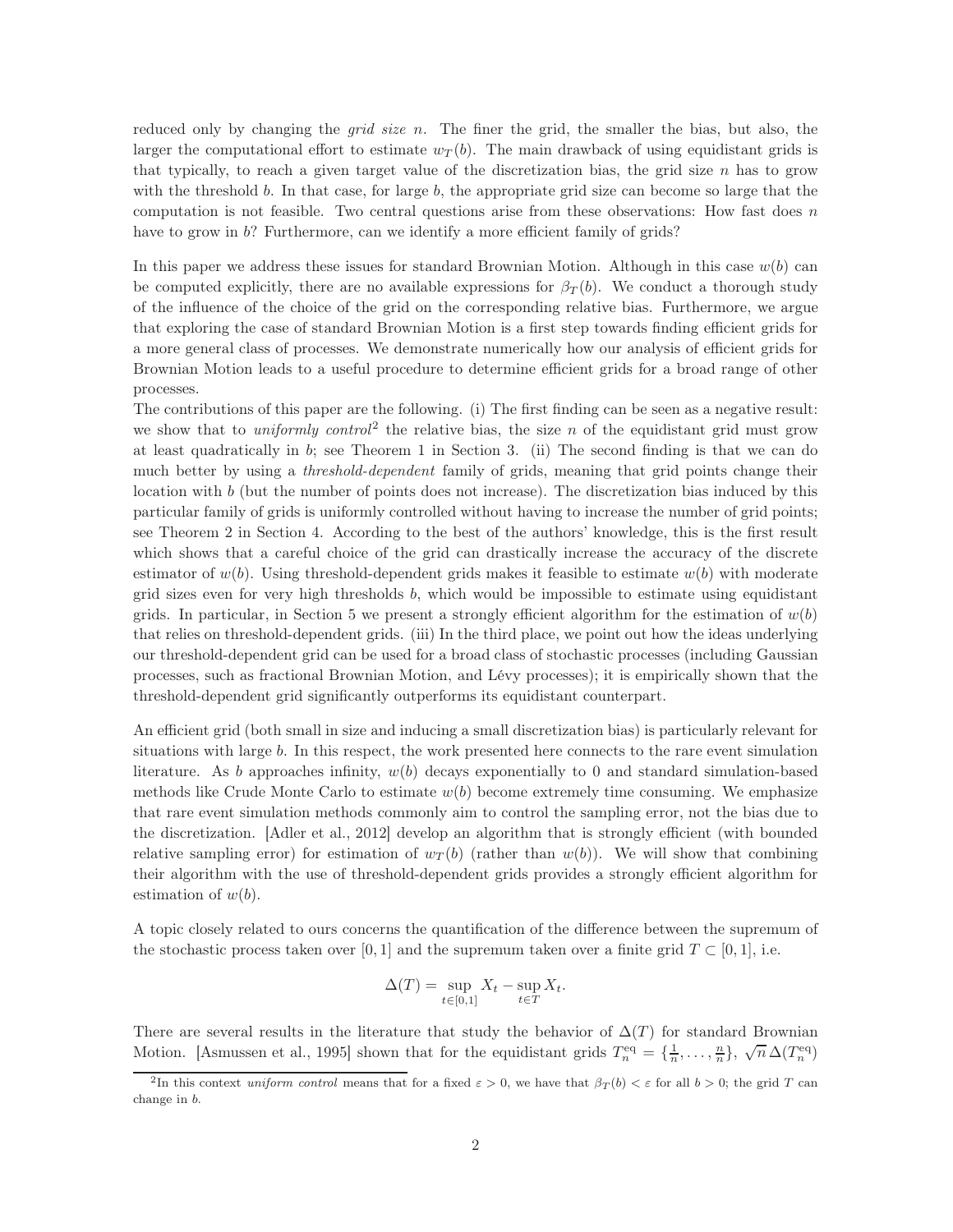reduced only by changing the *grid size* $n$. The finer the grid, the smaller the bias, but also, the larger the computational effort to estimate $w_T(b)$. The main drawback of using equidistant grids is that typically, to reach a given target value of the discretization bias, the grid size $n$ has to grow with the threshold $b$. In that case, for large $b$, the appropriate grid size can become so large that the computation is not feasible. Two central questions arise from these observations: How fast does $n$ have to grow in $b$? Furthermore, can we identify a more efficient family of grids?

In this paper we address these issues for standard Brownian Motion. Although in this case $w(b)$ can be computed explicitly, there are no available expressions for $\beta_T(b)$. We conduct a thorough study of the influence of the choice of the grid on the corresponding relative bias. Furthermore, we argue that exploring the case of standard Brownian Motion is a first step towards finding efficient grids for a more general class of processes. We demonstrate numerically how our analysis of efficient grids for Brownian Motion leads to a useful procedure to determine efficient grids for a broad range of other processes.

The contributions of this paper are the following. (i) The first finding can be seen as a negative result: we show that to *uniformly control*[2] the relative bias, the size $n$ of the equidistant grid must grow at least quadratically in $b$; see Theorem 1 in Section 3. (ii) The second finding is that we can do much better by using a *threshold-dependent* family of grids, meaning that grid points change their location with $b$ (but the number of points does not increase). The discretization bias induced by this particular family of grids is uniformly controlled without having to increase the number of grid points; see Theorem 2 in Section 4. According to the best of the authors' knowledge, this is the first result which shows that a careful choice of the grid can drastically increase the accuracy of the discrete estimator of $w(b)$. Using threshold-dependent grids makes it feasible to estimate $w(b)$ with moderate grid sizes even for very high thresholds $b$, which would be impossible to estimate using equidistant grids. In particular, in Section 5 we present a strongly efficient algorithm for the estimation of $w(b)$ that relies on threshold-dependent grids. (iii) In the third place, we point out how the ideas underlying our threshold-dependent grid can be used for a broad class of stochastic processes (including Gaussian processes, such as fractional Brownian Motion, and Lévy processes); it is empirically shown that the threshold-dependent grid significantly outperforms its equidistant counterpart.

An efficient grid (both small in size and inducing a small discretization bias) is particularly relevant for situations with large $b$. In this respect, the work presented here connects to the rare event simulation literature. As $b$ approaches infinity, $w(b)$ decays exponentially to 0 and standard simulation-based methods like Crude Monte Carlo to estimate $w(b)$ become extremely time consuming. We emphasize that rare event simulation methods commonly aim to control the sampling error, not the bias due to the discretization. [Adler et al., 2012] develop an algorithm that is strongly efficient (with bounded relative sampling error) for estimation of $w_T(b)$ (rather than $w(b)$). We will show that combining their algorithm with the use of threshold-dependent grids provides a strongly efficient algorithm for estimation of $w(b)$.

A topic closely related to ours concerns the quantification of the difference between the supremum of the stochastic process taken over $[0, 1]$ and the supremum taken over a finite grid $T \subset [0, 1]$, i.e.

$$\Delta(T) = \sup_{t\in[0,1]} X_t - \sup_{t\in T} X_t.$$

There are several results in the literature that study the behavior of $\Delta(T)$ for standard Brownian Motion. [Asmussen et al., 1995] shown that for the equidistant grids $T_n^{\text{eq}} = \{\frac{1}{n}, \ldots, \frac{n}{n}\}$, $\sqrt{n}\,\Delta(T_n^{\text{eq}})$

[2] In this context *uniform control* means that for a fixed $\varepsilon > 0$, we have that $\beta_T(b) < \varepsilon$ for all $b > 0$; the grid $T$ can change in $b$.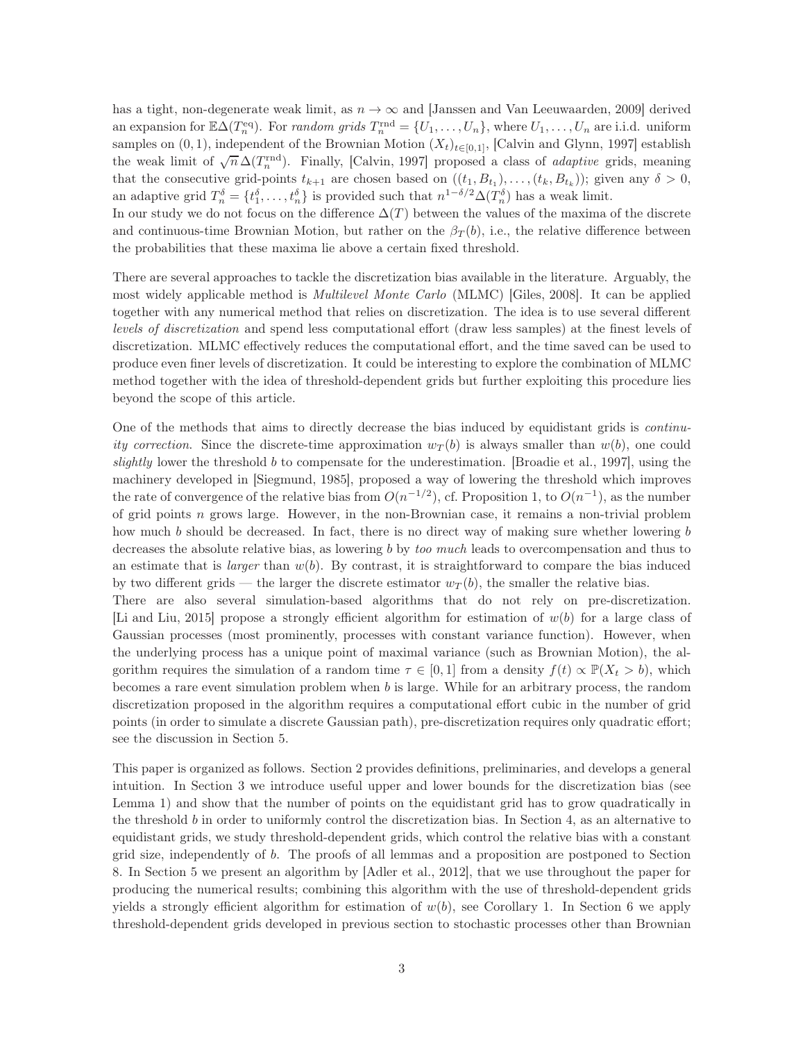has a tight, non-degenerate weak limit, as $n \to \infty$ and [Janssen and Van Leeuwaarden, 2009] derived an expansion for $\mathbb{E}\Delta(T_n^{\mathrm{eq}})$. For *random grids* $T_n^{\mathrm{rnd}} = \{U_1, \ldots, U_n\}$, where $U_1, \ldots, U_n$ are i.i.d. uniform samples on $(0,1)$, independent of the Brownian Motion $(X_t)_{t \in [0,1]}$, [Calvin and Glynn, 1997] establish the weak limit of $\sqrt{n}\,\Delta(T_n^{\mathrm{rnd}})$. Finally, [Calvin, 1997] proposed a class of *adaptive* grids, meaning that the consecutive grid-points $t_{k+1}$ are chosen based on $((t_1, B_{t_1}), \ldots, (t_k, B_{t_k}))$; given any $\delta > 0$, an adaptive grid $T_n^\delta = \{t_1^\delta, \ldots, t_n^\delta\}$ is provided such that $n^{1-\delta/2}\Delta(T_n^\delta)$ has a weak limit.
In our study we do not focus on the difference $\Delta(T)$ between the values of the maxima of the discrete and continuous-time Brownian Motion, but rather on the $\beta_T(b)$, i.e., the relative difference between the probabilities that these maxima lie above a certain fixed threshold.

There are several approaches to tackle the discretization bias available in the literature. Arguably, the most widely applicable method is *Multilevel Monte Carlo* (MLMC) [Giles, 2008]. It can be applied together with any numerical method that relies on discretization. The idea is to use several different *levels of discretization* and spend less computational effort (draw less samples) at the finest levels of discretization. MLMC effectively reduces the computational effort, and the time saved can be used to produce even finer levels of discretization. It could be interesting to explore the combination of MLMC method together with the idea of threshold-dependent grids but further exploiting this procedure lies beyond the scope of this article.

One of the methods that aims to directly decrease the bias induced by equidistant grids is *continuity correction*. Since the discrete-time approximation $w_T(b)$ is always smaller than $w(b)$, one could *slightly* lower the threshold $b$ to compensate for the underestimation. [Broadie et al., 1997], using the machinery developed in [Siegmund, 1985], proposed a way of lowering the threshold which improves the rate of convergence of the relative bias from $O(n^{-1/2})$, cf. Proposition 1, to $O(n^{-1})$, as the number of grid points $n$ grows large. However, in the non-Brownian case, it remains a non-trivial problem how much $b$ should be decreased. In fact, there is no direct way of making sure whether lowering $b$ decreases the absolute relative bias, as lowering $b$ by *too much* leads to overcompensation and thus to an estimate that is *larger* than $w(b)$. By contrast, it is straightforward to compare the bias induced by two different grids — the larger the discrete estimator $w_T(b)$, the smaller the relative bias.
There are also several simulation-based algorithms that do not rely on pre-discretization. [Li and Liu, 2015] propose a strongly efficient algorithm for estimation of $w(b)$ for a large class of Gaussian processes (most prominently, processes with constant variance function). However, when the underlying process has a unique point of maximal variance (such as Brownian Motion), the algorithm requires the simulation of a random time $\tau \in [0,1]$ from a density $f(t) \propto \mathbb{P}(X_t > b)$, which becomes a rare event simulation problem when $b$ is large. While for an arbitrary process, the random discretization proposed in the algorithm requires a computational effort cubic in the number of grid points (in order to simulate a discrete Gaussian path), pre-discretization requires only quadratic effort; see the discussion in Section 5.

This paper is organized as follows. Section 2 provides definitions, preliminaries, and develops a general intuition. In Section 3 we introduce useful upper and lower bounds for the discretization bias (see Lemma 1) and show that the number of points on the equidistant grid has to grow quadratically in the threshold $b$ in order to uniformly control the discretization bias. In Section 4, as an alternative to equidistant grids, we study threshold-dependent grids, which control the relative bias with a constant grid size, independently of $b$. The proofs of all lemmas and a proposition are postponed to Section 8. In Section 5 we present an algorithm by [Adler et al., 2012], that we use throughout the paper for producing the numerical results; combining this algorithm with the use of threshold-dependent grids yields a strongly efficient algorithm for estimation of $w(b)$, see Corollary 1. In Section 6 we apply threshold-dependent grids developed in previous section to stochastic processes other than Brownian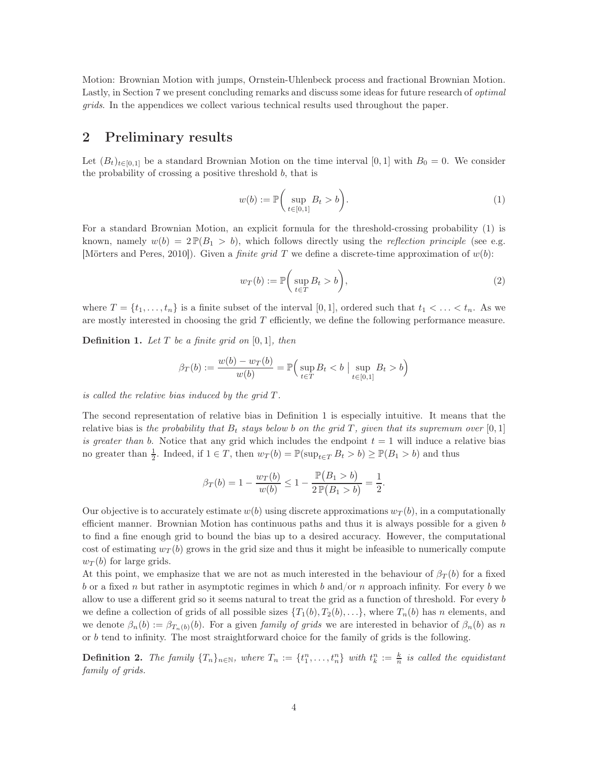Motion: Brownian Motion with jumps, Ornstein-Uhlenbeck process and fractional Brownian Motion. Lastly, in Section 7 we present concluding remarks and discuss some ideas for future research of *optimal grids*. In the appendices we collect various technical results used throughout the paper.

## 2 Preliminary results

Let $(B_t)_{t\in[0,1]}$ be a standard Brownian Motion on the time interval $[0, 1]$ with $B_0 = 0$. We consider the probability of crossing a positive threshold $b$, that is

$$w(b) := \mathbb{P}\Big( \sup_{t\in[0,1]} B_t > b \Big). \tag{1}$$

For a standard Brownian Motion, an explicit formula for the threshold-crossing probability (1) is known, namely $w(b) = 2\,\mathbb{P}(B_1 > b)$, which follows directly using the *reflection principle* (see e.g. [Mörters and Peres, 2010]). Given a *finite grid* $T$ we define a discrete-time approximation of $w(b)$:

$$w_T(b) := \mathbb{P}\Big( \sup_{t\in T} B_t > b \Big), \tag{2}$$

where $T = \{t_1, \ldots, t_n\}$ is a finite subset of the interval $[0, 1]$, ordered such that $t_1 < \ldots < t_n$. As we are mostly interested in choosing the grid $T$ efficiently, we define the following performance measure.

**Definition 1.** *Let $T$ be a finite grid on $[0, 1]$, then*

$$\beta_T(b) := \frac{w(b) - w_T(b)}{w(b)} = \mathbb{P}\Big( \sup_{t\in T} B_t < b \;\big|\; \sup_{t\in[0,1]} B_t > b \Big)$$

*is called the relative bias induced by the grid $T$.*

The second representation of relative bias in Definition 1 is especially intuitive. It means that the relative bias is *the probability that $B_t$ stays below $b$ on the grid $T$, given that its supremum over $[0, 1]$ is greater than $b$.* Notice that any grid which includes the endpoint $t = 1$ will induce a relative bias no greater than $\frac{1}{2}$. Indeed, if $1 \in T$, then $w_T(b) = \mathbb{P}(\sup_{t\in T} B_t > b) \geq \mathbb{P}(B_1 > b)$ and thus

$$\beta_T(b) = 1 - \frac{w_T(b)}{w(b)} \leq 1 - \frac{\mathbb{P}\big(B_1 > b\big)}{2\,\mathbb{P}\big(B_1 > b\big)} = \frac{1}{2}.$$

Our objective is to accurately estimate $w(b)$ using discrete approximations $w_T(b)$, in a computationally efficient manner. Brownian Motion has continuous paths and thus it is always possible for a given $b$ to find a fine enough grid to bound the bias up to a desired accuracy. However, the computational cost of estimating $w_T(b)$ grows in the grid size and thus it might be infeasible to numerically compute $w_T(b)$ for large grids.

At this point, we emphasize that we are not as much interested in the behaviour of $\beta_T(b)$ for a fixed $b$ or a fixed $n$ but rather in asymptotic regimes in which $b$ and/or $n$ approach infinity. For every $b$ we allow to use a different grid so it seems natural to treat the grid as a function of threshold. For every $b$ we define a collection of grids of all possible sizes $\{T_1(b), T_2(b), \ldots\}$, where $T_n(b)$ has $n$ elements, and we denote $\beta_n(b) := \beta_{T_n(b)}(b)$. For a given *family of grids* we are interested in behavior of $\beta_n(b)$ as $n$ or $b$ tend to infinity. The most straightforward choice for the family of grids is the following.

**Definition 2.** *The family $\{T_n\}_{n\in\mathbb{N}}$, where $T_n := \{t_1^n, \ldots, t_n^n\}$ with $t_k^n := \frac{k}{n}$ is called the equidistant family of grids.*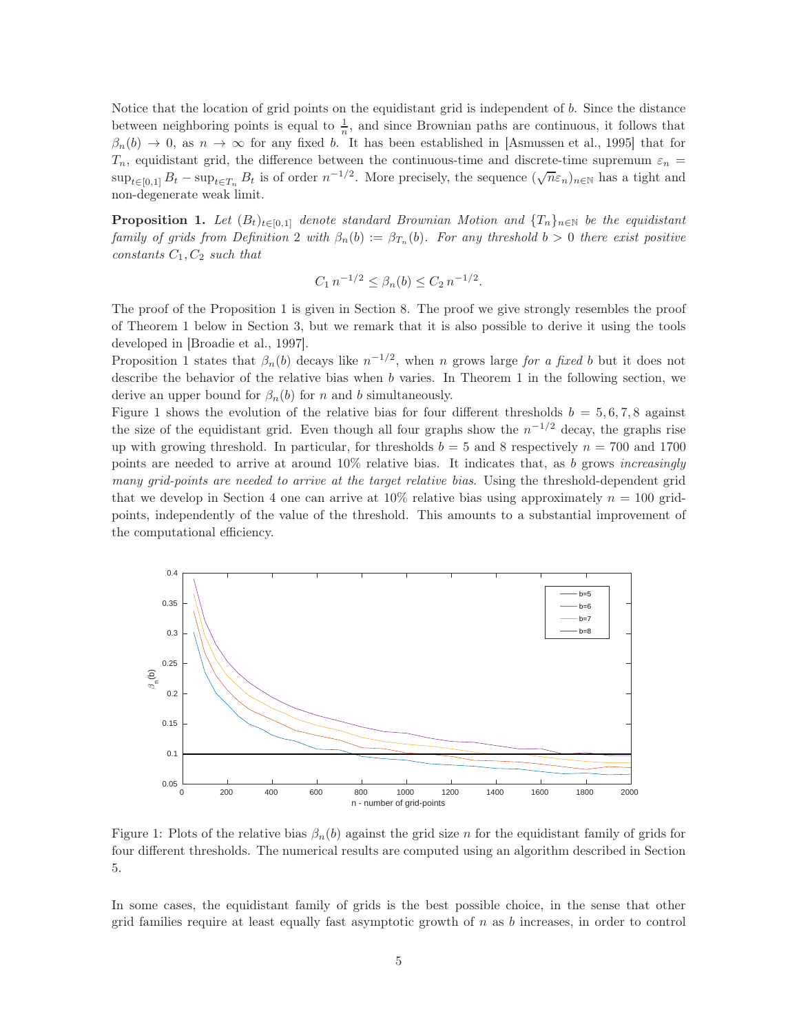Notice that the location of grid points on the equidistant grid is independent of $b$. Since the distance between neighboring points is equal to $\frac{1}{n}$, and since Brownian paths are continuous, it follows that $\beta_n(b) \to 0$, as $n \to \infty$ for any fixed $b$. It has been established in [Asmussen et al., 1995] that for $T_n$, equidistant grid, the difference between the continuous-time and discrete-time supremum $\varepsilon_n = \sup_{t\in[0,1]} B_t - \sup_{t\in T_n} B_t$ is of order $n^{-1/2}$. More precisely, the sequence $(\sqrt{n}\varepsilon_n)_{n\in\mathbb{N}}$ has a tight and non-degenerate weak limit.

**Proposition 1.** *Let $(B_t)_{t\in[0,1]}$ denote standard Brownian Motion and $\{T_n\}_{n\in\mathbb{N}}$ be the equidistant family of grids from Definition 2 with $\beta_n(b) := \beta_{T_n}(b)$. For any threshold $b > 0$ there exist positive constants $C_1, C_2$ such that*

$$C_1\, n^{-1/2} \leq \beta_n(b) \leq C_2\, n^{-1/2}.$$

The proof of the Proposition 1 is given in Section 8. The proof we give strongly resembles the proof of Theorem 1 below in Section 3, but we remark that it is also possible to derive it using the tools developed in [Broadie et al., 1997].

Proposition 1 states that $\beta_n(b)$ decays like $n^{-1/2}$, when $n$ grows large *for a fixed* $b$ but it does not describe the behavior of the relative bias when $b$ varies. In Theorem 1 in the following section, we derive an upper bound for $\beta_n(b)$ for $n$ and $b$ simultaneously.

Figure 1 shows the evolution of the relative bias for four different thresholds $b = 5, 6, 7, 8$ against the size of the equidistant grid. Even though all four graphs show the $n^{-1/2}$ decay, the graphs rise up with growing threshold. In particular, for thresholds $b = 5$ and 8 respectively $n = 700$ and 1700 points are needed to arrive at around 10% relative bias. It indicates that, as $b$ grows *increasingly many grid-points are needed to arrive at the target relative bias*. Using the threshold-dependent grid that we develop in Section 4 one can arrive at 10% relative bias using approximately $n = 100$ grid-points, independently of the value of the threshold. This amounts to a substantial improvement of the computational efficiency.

Figure 1: Plots of the relative bias $\beta_n(b)$ against the grid size $n$ for the equidistant family of grids for four different thresholds. The numerical results are computed using an algorithm described in Section 5.

In some cases, the equidistant family of grids is the best possible choice, in the sense that other grid families require at least equally fast asymptotic growth of $n$ as $b$ increases, in order to control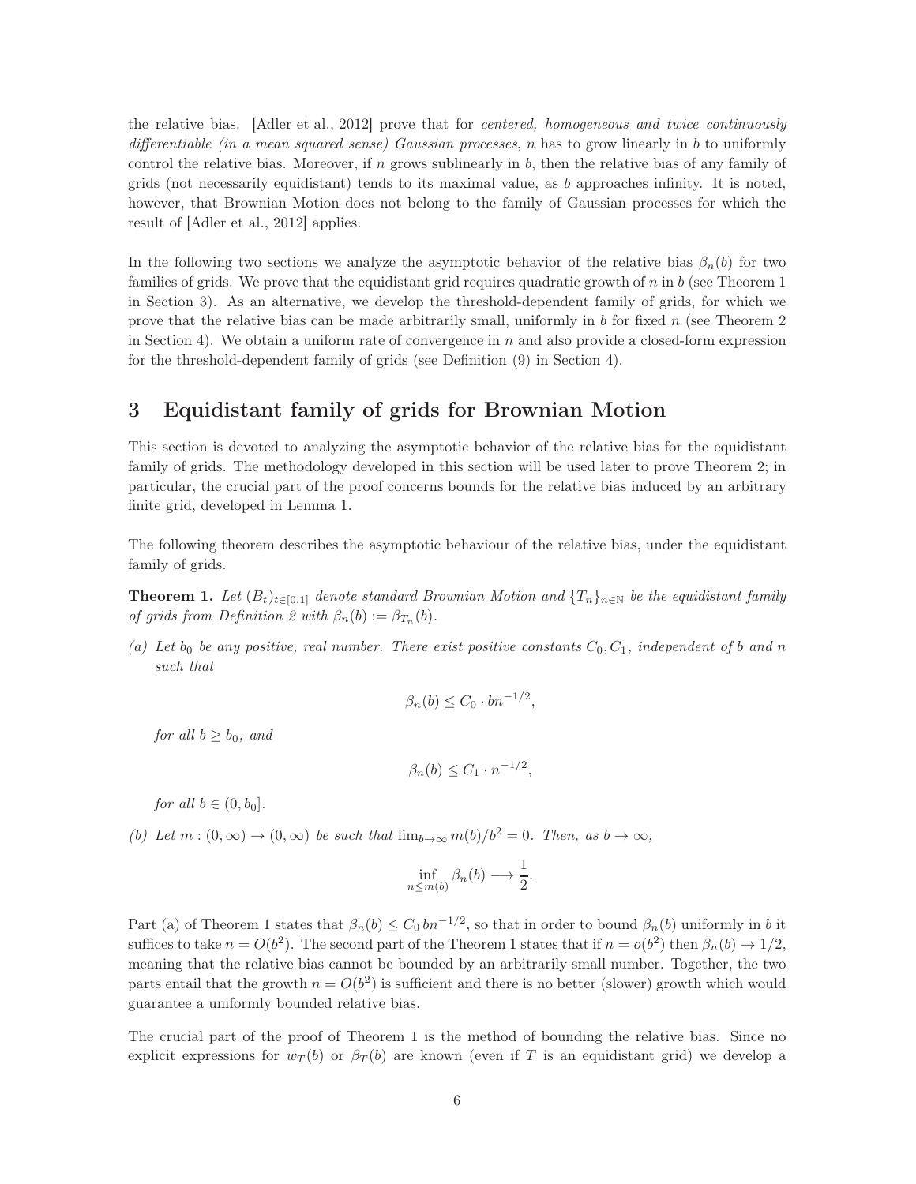the relative bias. [Adler et al., 2012] prove that for *centered, homogeneous and twice continuously differentiable (in a mean squared sense) Gaussian processes*, $n$ has to grow linearly in $b$ to uniformly control the relative bias. Moreover, if $n$ grows sublinearly in $b$, then the relative bias of any family of grids (not necessarily equidistant) tends to its maximal value, as $b$ approaches infinity. It is noted, however, that Brownian Motion does not belong to the family of Gaussian processes for which the result of [Adler et al., 2012] applies.

In the following two sections we analyze the asymptotic behavior of the relative bias $\beta_n(b)$ for two families of grids. We prove that the equidistant grid requires quadratic growth of $n$ in $b$ (see Theorem 1 in Section 3). As an alternative, we develop the threshold-dependent family of grids, for which we prove that the relative bias can be made arbitrarily small, uniformly in $b$ for fixed $n$ (see Theorem 2 in Section 4). We obtain a uniform rate of convergence in $n$ and also provide a closed-form expression for the threshold-dependent family of grids (see Definition (9) in Section 4).

## 3 Equidistant family of grids for Brownian Motion

This section is devoted to analyzing the asymptotic behavior of the relative bias for the equidistant family of grids. The methodology developed in this section will be used later to prove Theorem 2; in particular, the crucial part of the proof concerns bounds for the relative bias induced by an arbitrary finite grid, developed in Lemma 1.

The following theorem describes the asymptotic behaviour of the relative bias, under the equidistant family of grids.

**Theorem 1.** *Let $(B_t)_{t\in[0,1]}$ denote standard Brownian Motion and $\{T_n\}_{n\in\mathbb{N}}$ be the equidistant family of grids from Definition 2 with $\beta_n(b) := \beta_{T_n}(b)$.*

*(a) Let $b_0$ be any positive, real number. There exist positive constants $C_0, C_1$, independent of $b$ and $n$ such that*

$$\beta_n(b) \leq C_0 \cdot bn^{-1/2},$$

*for all $b \geq b_0$, and*

$$\beta_n(b) \leq C_1 \cdot n^{-1/2},$$

*for all $b \in (0, b_0]$.*

*(b) Let $m : (0,\infty) \to (0,\infty)$ be such that $\lim_{b\to\infty} m(b)/b^2 = 0$. Then, as $b \to \infty$,*

$$\inf_{n \leq m(b)} \beta_n(b) \longrightarrow \frac{1}{2}.$$

Part (a) of Theorem 1 states that $\beta_n(b) \leq C_0\, bn^{-1/2}$, so that in order to bound $\beta_n(b)$ uniformly in $b$ it suffices to take $n = O(b^2)$. The second part of the Theorem 1 states that if $n = o(b^2)$ then $\beta_n(b) \to 1/2$, meaning that the relative bias cannot be bounded by an arbitrarily small number. Together, the two parts entail that the growth $n = O(b^2)$ is sufficient and there is no better (slower) growth which would guarantee a uniformly bounded relative bias.

The crucial part of the proof of Theorem 1 is the method of bounding the relative bias. Since no explicit expressions for $w_T(b)$ or $\beta_T(b)$ are known (even if $T$ is an equidistant grid) we develop a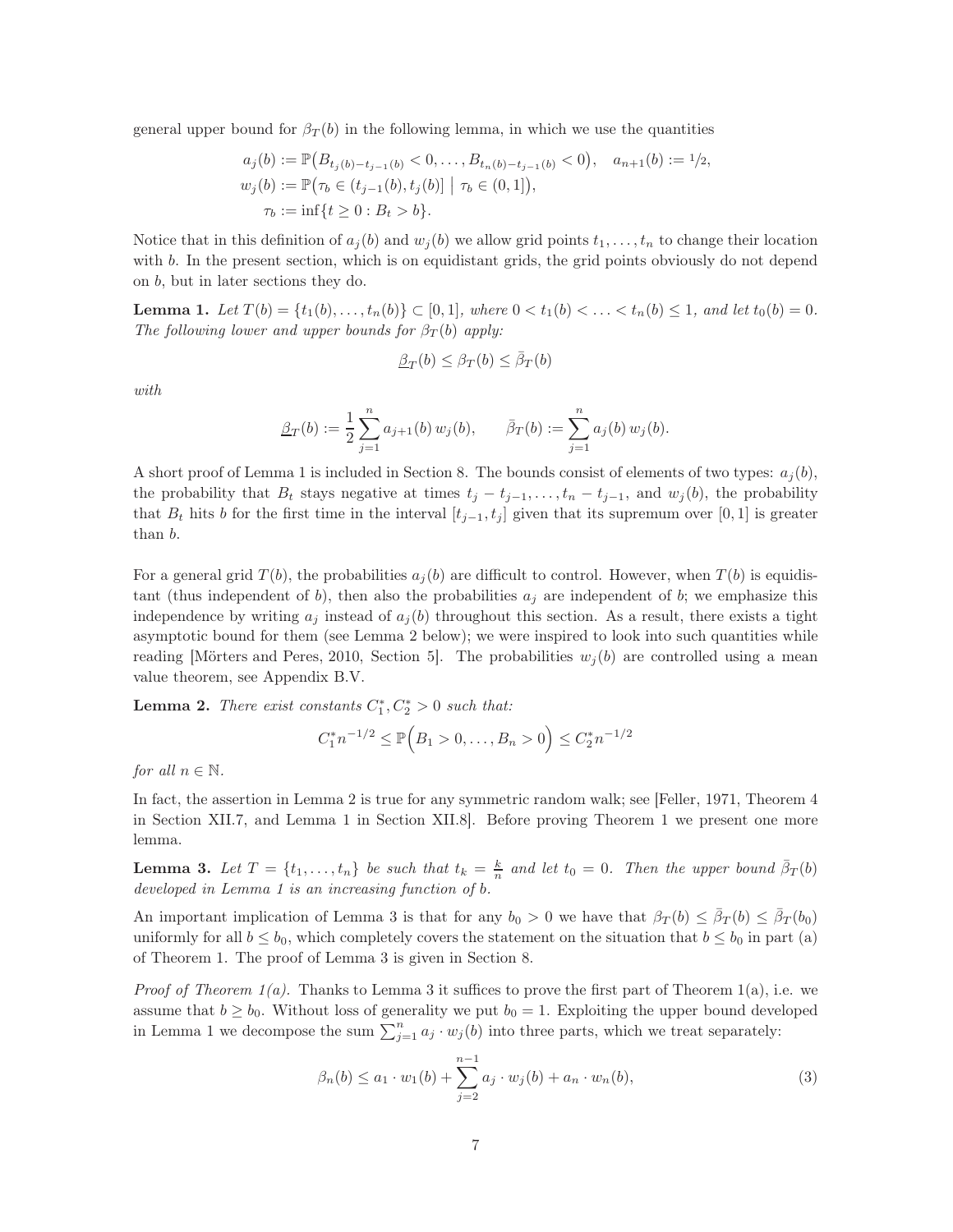general upper bound for $\beta_T(b)$ in the following lemma, in which we use the quantities

$$
\begin{aligned}
a_j(b) &:= \mathbb{P}\big(B_{t_j(b)-t_{j-1}(b)} < 0, \ldots, B_{t_n(b)-t_{j-1}(b)} < 0\big), \quad a_{n+1}(b) := 1/2, \\
w_j(b) &:= \mathbb{P}\big(\tau_b \in (t_{j-1}(b), t_j(b)] \mid \tau_b \in (0,1]\big), \\
\tau_b &:= \inf\{t \geq 0 : B_t > b\}.
\end{aligned}
$$

Notice that in this definition of $a_j(b)$ and $w_j(b)$ we allow grid points $t_1, \ldots, t_n$ to change their location with $b$. In the present section, which is on equidistant grids, the grid points obviously do not depend on $b$, but in later sections they do.

**Lemma 1.** *Let $T(b) = \{t_1(b), \ldots, t_n(b)\} \subset [0,1]$, where $0 < t_1(b) < \ldots < t_n(b) \leq 1$, and let $t_0(b) = 0$. The following lower and upper bounds for $\beta_T(b)$ apply:*

$$
\underline{\beta}_T(b) \leq \beta_T(b) \leq \bar{\beta}_T(b)
$$

*with*

$$
\underline{\beta}_T(b) := \frac{1}{2}\sum_{j=1}^{n} a_{j+1}(b)\, w_j(b), \qquad \bar{\beta}_T(b) := \sum_{j=1}^{n} a_j(b)\, w_j(b).
$$

A short proof of Lemma 1 is included in Section 8. The bounds consist of elements of two types: $a_j(b)$, the probability that $B_t$ stays negative at times $t_j - t_{j-1}, \ldots, t_n - t_{j-1}$, and $w_j(b)$, the probability that $B_t$ hits $b$ for the first time in the interval $[t_{j-1}, t_j]$ given that its supremum over $[0,1]$ is greater than $b$.

For a general grid $T(b)$, the probabilities $a_j(b)$ are difficult to control. However, when $T(b)$ is equidistant (thus independent of $b$), then also the probabilities $a_j$ are independent of $b$; we emphasize this independence by writing $a_j$ instead of $a_j(b)$ throughout this section. As a result, there exists a tight asymptotic bound for them (see Lemma 2 below); we were inspired to look into such quantities while reading [Mörters and Peres, 2010, Section 5]. The probabilities $w_j(b)$ are controlled using a mean value theorem, see Appendix B.V.

**Lemma 2.** *There exist constants $C_1^*, C_2^* > 0$ such that:*

$$
C_1^* n^{-1/2} \leq \mathbb{P}\Big(B_1 > 0, \ldots, B_n > 0\Big) \leq C_2^* n^{-1/2}
$$

*for all $n \in \mathbb{N}$.*

In fact, the assertion in Lemma 2 is true for any symmetric random walk; see [Feller, 1971, Theorem 4 in Section XII.7, and Lemma 1 in Section XII.8]. Before proving Theorem 1 we present one more lemma.

**Lemma 3.** *Let $T = \{t_1, \ldots, t_n\}$ be such that $t_k = \frac{k}{n}$ and let $t_0 = 0$. Then the upper bound $\bar{\beta}_T(b)$ developed in Lemma 1 is an increasing function of $b$.*

An important implication of Lemma 3 is that for any $b_0 > 0$ we have that $\beta_T(b) \leq \bar{\beta}_T(b) \leq \bar{\beta}_T(b_0)$ uniformly for all $b \leq b_0$, which completely covers the statement on the situation that $b \leq b_0$ in part (a) of Theorem 1. The proof of Lemma 3 is given in Section 8.

*Proof of Theorem 1(a).* Thanks to Lemma 3 it suffices to prove the first part of Theorem 1(a), i.e. we assume that $b \geq b_0$. Without loss of generality we put $b_0 = 1$. Exploiting the upper bound developed in Lemma 1 we decompose the sum $\sum_{j=1}^{n} a_j \cdot w_j(b)$ into three parts, which we treat separately:

$$
\beta_n(b) \leq a_1 \cdot w_1(b) + \sum_{j=2}^{n-1} a_j \cdot w_j(b) + a_n \cdot w_n(b), \tag{3}
$$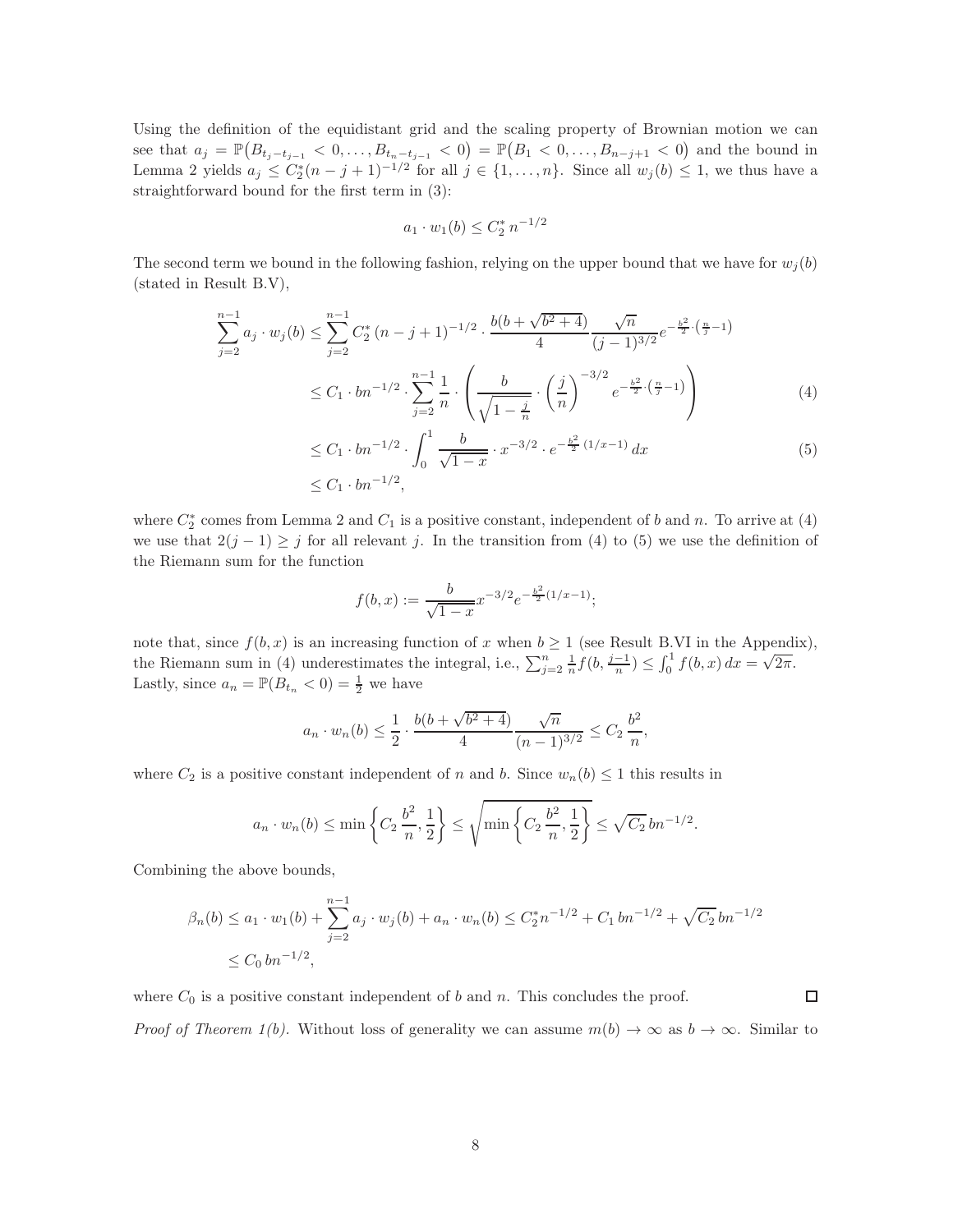Using the definition of the equidistant grid and the scaling property of Brownian motion we can see that $a_j = \mathbb{P}\big(B_{t_j - t_{j-1}} < 0, \ldots, B_{t_n - t_{j-1}} < 0\big) = \mathbb{P}\big(B_1 < 0, \ldots, B_{n-j+1} < 0\big)$ and the bound in Lemma 2 yields $a_j \le C_2^*(n-j+1)^{-1/2}$ for all $j \in \{1, \ldots, n\}$. Since all $w_j(b) \le 1$, we thus have a straightforward bound for the first term in (3):

$$a_1 \cdot w_1(b) \le C_2^* \, n^{-1/2}$$

The second term we bound in the following fashion, relying on the upper bound that we have for $w_j(b)$ (stated in Result B.V),

$$\begin{aligned}
\sum_{j=2}^{n-1} a_j \cdot w_j(b) &\le \sum_{j=2}^{n-1} C_2^* \, (n-j+1)^{-1/2} \cdot \frac{b(b+\sqrt{b^2+4})}{4} \frac{\sqrt{n}}{(j-1)^{3/2}} e^{-\frac{b^2}{2}\cdot\left(\frac{n}{j}-1\right)} \\
&\le C_1 \cdot bn^{-1/2} \cdot \sum_{j=2}^{n-1} \frac{1}{n} \cdot \left( \frac{b}{\sqrt{1-\frac{j}{n}}} \cdot \left(\frac{j}{n}\right)^{-3/2} e^{-\frac{b^2}{2}\cdot\left(\frac{n}{j}-1\right)} \right) \qquad (4) \\
&\le C_1 \cdot bn^{-1/2} \cdot \int_0^1 \frac{b}{\sqrt{1-x}} \cdot x^{-3/2} \cdot e^{-\frac{b^2}{2}\,(1/x-1)} \, dx \qquad (5) \\
&\le C_1 \cdot bn^{-1/2},
\end{aligned}$$

where $C_2^*$ comes from Lemma 2 and $C_1$ is a positive constant, independent of $b$ and $n$. To arrive at (4) we use that $2(j-1) \ge j$ for all relevant $j$. In the transition from (4) to (5) we use the definition of the Riemann sum for the function

$$f(b,x) := \frac{b}{\sqrt{1-x}} x^{-3/2} e^{-\frac{b^2}{2}(1/x-1)};$$

note that, since $f(b,x)$ is an increasing function of $x$ when $b \ge 1$ (see Result B.VI in the Appendix), the Riemann sum in (4) underestimates the integral, i.e., $\sum_{j=2}^{n} \frac{1}{n} f(b, \frac{j-1}{n}) \le \int_0^1 f(b,x)\,dx = \sqrt{2\pi}$. Lastly, since $a_n = \mathbb{P}(B_{t_n} < 0) = \frac{1}{2}$ we have

$$a_n \cdot w_n(b) \le \frac{1}{2} \cdot \frac{b(b+\sqrt{b^2+4})}{4} \frac{\sqrt{n}}{(n-1)^{3/2}} \le C_2 \, \frac{b^2}{n},$$

where $C_2$ is a positive constant independent of $n$ and $b$. Since $w_n(b) \le 1$ this results in

$$a_n \cdot w_n(b) \le \min\left\{ C_2 \, \frac{b^2}{n}, \frac{1}{2} \right\} \le \sqrt{\min\left\{ C_2 \, \frac{b^2}{n}, \frac{1}{2} \right\}} \le \sqrt{C_2} \, bn^{-1/2}.$$

Combining the above bounds,

$$\begin{aligned}
\beta_n(b) &\le a_1 \cdot w_1(b) + \sum_{j=2}^{n-1} a_j \cdot w_j(b) + a_n \cdot w_n(b) \le C_2^* n^{-1/2} + C_1 \, bn^{-1/2} + \sqrt{C_2} \, bn^{-1/2} \\
&\le C_0 \, bn^{-1/2},
\end{aligned}$$

where $C_0$ is a positive constant independent of $b$ and $n$. This concludes the proof. ◻

*Proof of Theorem 1(b).* Without loss of generality we can assume $m(b) \to \infty$ as $b \to \infty$. Similar to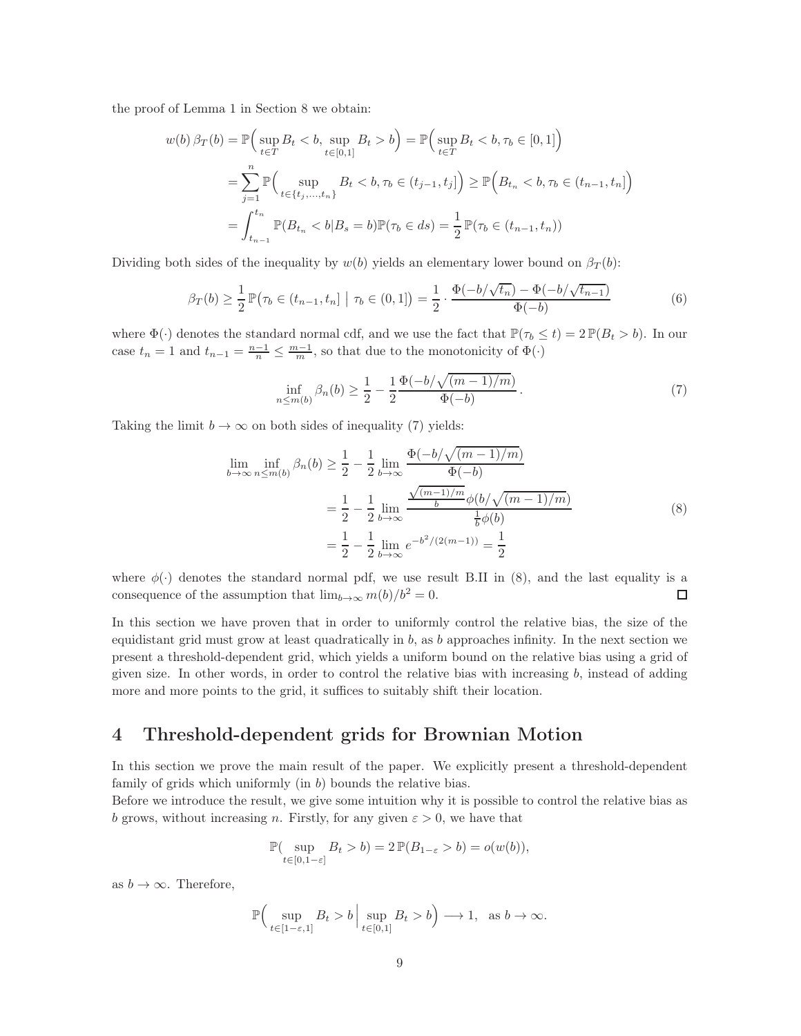the proof of Lemma 1 in Section 8 we obtain:

$$
\begin{aligned}
w(b)\,\beta_T(b) &= \mathbb{P}\Big(\sup_{t\in T} B_t < b,\ \sup_{t\in[0,1]} B_t > b\Big) = \mathbb{P}\Big(\sup_{t\in T} B_t < b, \tau_b \in [0,1]\Big) \\
&= \sum_{j=1}^{n} \mathbb{P}\Big(\sup_{t\in\{t_j,\ldots,t_n\}} B_t < b, \tau_b \in (t_{j-1}, t_j]\Big) \geq \mathbb{P}\Big(B_{t_n} < b, \tau_b \in (t_{n-1}, t_n]\Big) \\
&= \int_{t_{n-1}}^{t_n} \mathbb{P}(B_{t_n} < b | B_s = b)\mathbb{P}(\tau_b \in ds) = \frac{1}{2}\,\mathbb{P}(\tau_b \in (t_{n-1}, t_n))
\end{aligned}
$$

Dividing both sides of the inequality by $w(b)$ yields an elementary lower bound on $\beta_T(b)$:

$$
\beta_T(b) \geq \frac{1}{2}\,\mathbb{P}\big(\tau_b \in (t_{n-1}, t_n] \;\big|\; \tau_b \in (0,1]\big) = \frac{1}{2}\cdot\frac{\Phi(-b/\sqrt{t_n}) - \Phi(-b/\sqrt{t_{n-1}})}{\Phi(-b)} \tag{6}
$$

where $\Phi(\cdot)$ denotes the standard normal cdf, and we use the fact that $\mathbb{P}(\tau_b \leq t) = 2\,\mathbb{P}(B_t > b)$. In our case $t_n = 1$ and $t_{n-1} = \frac{n-1}{n} \leq \frac{m-1}{m}$, so that due to the monotonicity of $\Phi(\cdot)$

$$
\inf_{n\leq m(b)} \beta_n(b) \geq \frac{1}{2} - \frac{1}{2}\frac{\Phi(-b/\sqrt{(m-1)/m})}{\Phi(-b)}. \tag{7}
$$

Taking the limit $b \to \infty$ on both sides of inequality (7) yields:

$$
\begin{aligned}
\lim_{b\to\infty}\inf_{n\leq m(b)} \beta_n(b) &\geq \frac{1}{2} - \frac{1}{2}\lim_{b\to\infty}\frac{\Phi(-b/\sqrt{(m-1)/m})}{\Phi(-b)} \\
&= \frac{1}{2} - \frac{1}{2}\lim_{b\to\infty}\frac{\frac{\sqrt{(m-1)/m}}{b}\phi(b/\sqrt{(m-1)/m})}{\frac{1}{b}\phi(b)} \\
&= \frac{1}{2} - \frac{1}{2}\lim_{b\to\infty} e^{-b^2/(2(m-1))} = \frac{1}{2}
\end{aligned} \tag{8}
$$

where $\phi(\cdot)$ denotes the standard normal pdf, we use result B.II in (8), and the last equality is a consequence of the assumption that $\lim_{b\to\infty} m(b)/b^2 = 0$. □

In this section we have proven that in order to uniformly control the relative bias, the size of the equidistant grid must grow at least quadratically in $b$, as $b$ approaches infinity. In the next section we present a threshold-dependent grid, which yields a uniform bound on the relative bias using a grid of given size. In other words, in order to control the relative bias with increasing $b$, instead of adding more and more points to the grid, it suffices to suitably shift their location.

# 4 Threshold-dependent grids for Brownian Motion

In this section we prove the main result of the paper. We explicitly present a threshold-dependent family of grids which uniformly (in $b$) bounds the relative bias.

Before we introduce the result, we give some intuition why it is possible to control the relative bias as $b$ grows, without increasing $n$. Firstly, for any given $\varepsilon > 0$, we have that

$$
\mathbb{P}(\sup_{t\in[0,1-\varepsilon]} B_t > b) = 2\,\mathbb{P}(B_{1-\varepsilon} > b) = o(w(b)),
$$

as $b \to \infty$. Therefore,

$$
\mathbb{P}\Big(\sup_{t\in[1-\varepsilon,1]} B_t > b \,\Big|\, \sup_{t\in[0,1]} B_t > b\Big) \longrightarrow 1, \quad \text{as } b \to \infty.
$$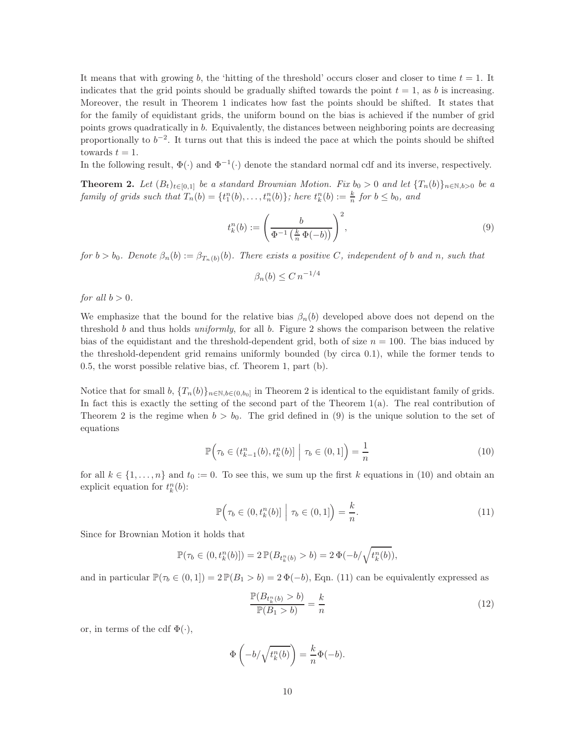It means that with growing $b$, the 'hitting of the threshold' occurs closer and closer to time $t = 1$. It indicates that the grid points should be gradually shifted towards the point $t = 1$, as $b$ is increasing. Moreover, the result in Theorem 1 indicates how fast the points should be shifted. It states that for the family of equidistant grids, the uniform bound on the bias is achieved if the number of grid points grows quadratically in $b$. Equivalently, the distances between neighboring points are decreasing proportionally to $b^{-2}$. It turns out that this is indeed the pace at which the points should be shifted towards $t = 1$.

In the following result, $\Phi(\cdot)$ and $\Phi^{-1}(\cdot)$ denote the standard normal cdf and its inverse, respectively.

**Theorem 2.** *Let $(B_t)_{t\in[0,1]}$ be a standard Brownian Motion. Fix $b_0 > 0$ and let $\{T_n(b)\}_{n\in\mathbb{N},b>0}$ be a family of grids such that $T_n(b) = \{t_1^n(b), \ldots, t_n^n(b)\}$; here $t_k^n(b) := \frac{k}{n}$ for $b \leq b_0$, and*

$$t_k^n(b) := \left(\frac{b}{\Phi^{-1}\left(\frac{k}{n}\,\Phi(-b)\right)}\right)^2, \tag{9}$$

*for $b > b_0$. Denote $\beta_n(b) := \beta_{T_n(b)}(b)$. There exists a positive $C$, independent of $b$ and $n$, such that*

$$\beta_n(b) \leq C\, n^{-1/4}$$

*for all $b > 0$.*

We emphasize that the bound for the relative bias $\beta_n(b)$ developed above does not depend on the threshold $b$ and thus holds *uniformly*, for all $b$. Figure 2 shows the comparison between the relative bias of the equidistant and the threshold-dependent grid, both of size $n = 100$. The bias induced by the threshold-dependent grid remains uniformly bounded (by circa 0.1), while the former tends to 0.5, the worst possible relative bias, cf. Theorem 1, part (b).

Notice that for small $b$, $\{T_n(b)\}_{n\in\mathbb{N},b\in(0,b_0]}$ in Theorem 2 is identical to the equidistant family of grids. In fact this is exactly the setting of the second part of the Theorem 1(a). The real contribution of Theorem 2 is the regime when $b > b_0$. The grid defined in (9) is the unique solution to the set of equations

$$\mathbb{P}\Big(\tau_b \in (t_{k-1}^n(b), t_k^n(b)] \;\Big|\; \tau_b \in (0,1]\Big) = \frac{1}{n} \tag{10}$$

for all $k \in \{1, \ldots, n\}$ and $t_0 := 0$. To see this, we sum up the first $k$ equations in (10) and obtain an explicit equation for $t_k^n(b)$:

$$\mathbb{P}\Big(\tau_b \in (0, t_k^n(b)] \;\Big|\; \tau_b \in (0,1]\Big) = \frac{k}{n}. \tag{11}$$

Since for Brownian Motion it holds that

$$\mathbb{P}(\tau_b \in (0, t_k^n(b)]) = 2\,\mathbb{P}(B_{t_k^n(b)} > b) = 2\,\Phi(-b/\sqrt{t_k^n(b)}),$$

and in particular $\mathbb{P}(\tau_b \in (0,1]) = 2\,\mathbb{P}(B_1 > b) = 2\,\Phi(-b)$, Eqn. (11) can be equivalently expressed as

$$\frac{\mathbb{P}(B_{t_k^n(b)} > b)}{\mathbb{P}(B_1 > b)} = \frac{k}{n} \tag{12}$$

or, in terms of the cdf $\Phi(\cdot)$,

$$\Phi\left(-b/\sqrt{t_k^n(b)}\right) = \frac{k}{n}\Phi(-b).$$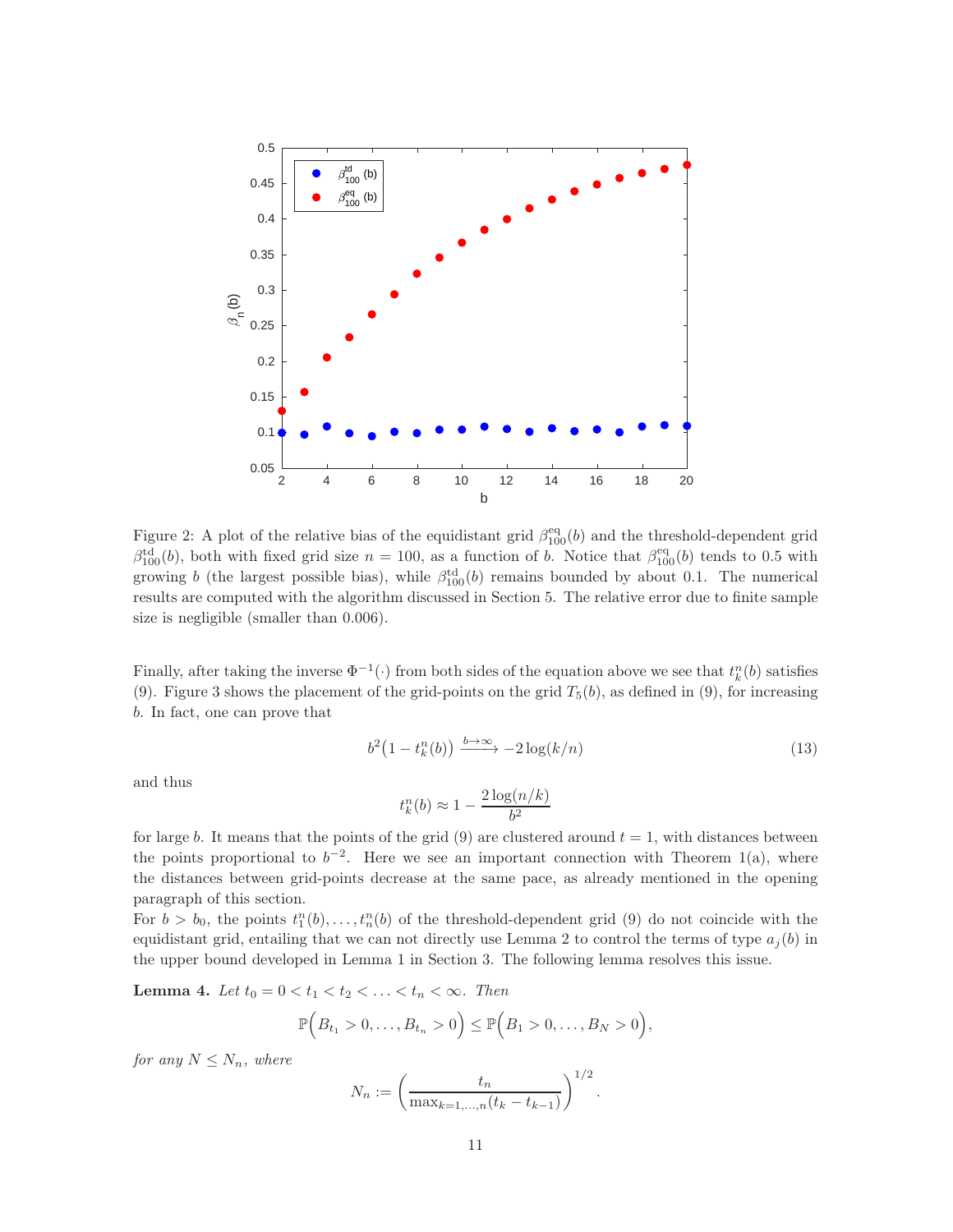Figure 2: A plot of the relative bias of the equidistant grid $\beta^{\mathrm{eq}}_{100}(b)$ and the threshold-dependent grid $\beta^{\mathrm{td}}_{100}(b)$, both with fixed grid size $n = 100$, as a function of $b$. Notice that $\beta^{\mathrm{eq}}_{100}(b)$ tends to 0.5 with growing $b$ (the largest possible bias), while $\beta^{\mathrm{td}}_{100}(b)$ remains bounded by about 0.1. The numerical results are computed with the algorithm discussed in Section 5. The relative error due to finite sample size is negligible (smaller than 0.006).

Finally, after taking the inverse $\Phi^{-1}(\cdot)$ from both sides of the equation above we see that $t^n_k(b)$ satisfies (9). Figure 3 shows the placement of the grid-points on the grid $T_5(b)$, as defined in (9), for increasing $b$. In fact, one can prove that

$$b^2\big(1 - t^n_k(b)\big) \xrightarrow{b\to\infty} -2\log(k/n) \tag{13}$$

and thus

$$t^n_k(b) \approx 1 - \frac{2\log(n/k)}{b^2}$$

for large $b$. It means that the points of the grid (9) are clustered around $t = 1$, with distances between the points proportional to $b^{-2}$. Here we see an important connection with Theorem 1(a), where the distances between grid-points decrease at the same pace, as already mentioned in the opening paragraph of this section.

For $b > b_0$, the points $t^n_1(b), \dots, t^n_n(b)$ of the threshold-dependent grid (9) do not coincide with the equidistant grid, entailing that we can not directly use Lemma 2 to control the terms of type $a_j(b)$ in the upper bound developed in Lemma 1 in Section 3. The following lemma resolves this issue.

**Lemma 4.** *Let $t_0 = 0 < t_1 < t_2 < \ldots < t_n < \infty$. Then*

$$\mathbb{P}\Big(B_{t_1} > 0, \dots, B_{t_n} > 0\Big) \le \mathbb{P}\Big(B_1 > 0, \dots, B_N > 0\Big),$$

*for any $N \le N_n$, where*

$$N_n := \left(\frac{t_n}{\max_{k=1,\dots,n}(t_k - t_{k-1})}\right)^{1/2}.$$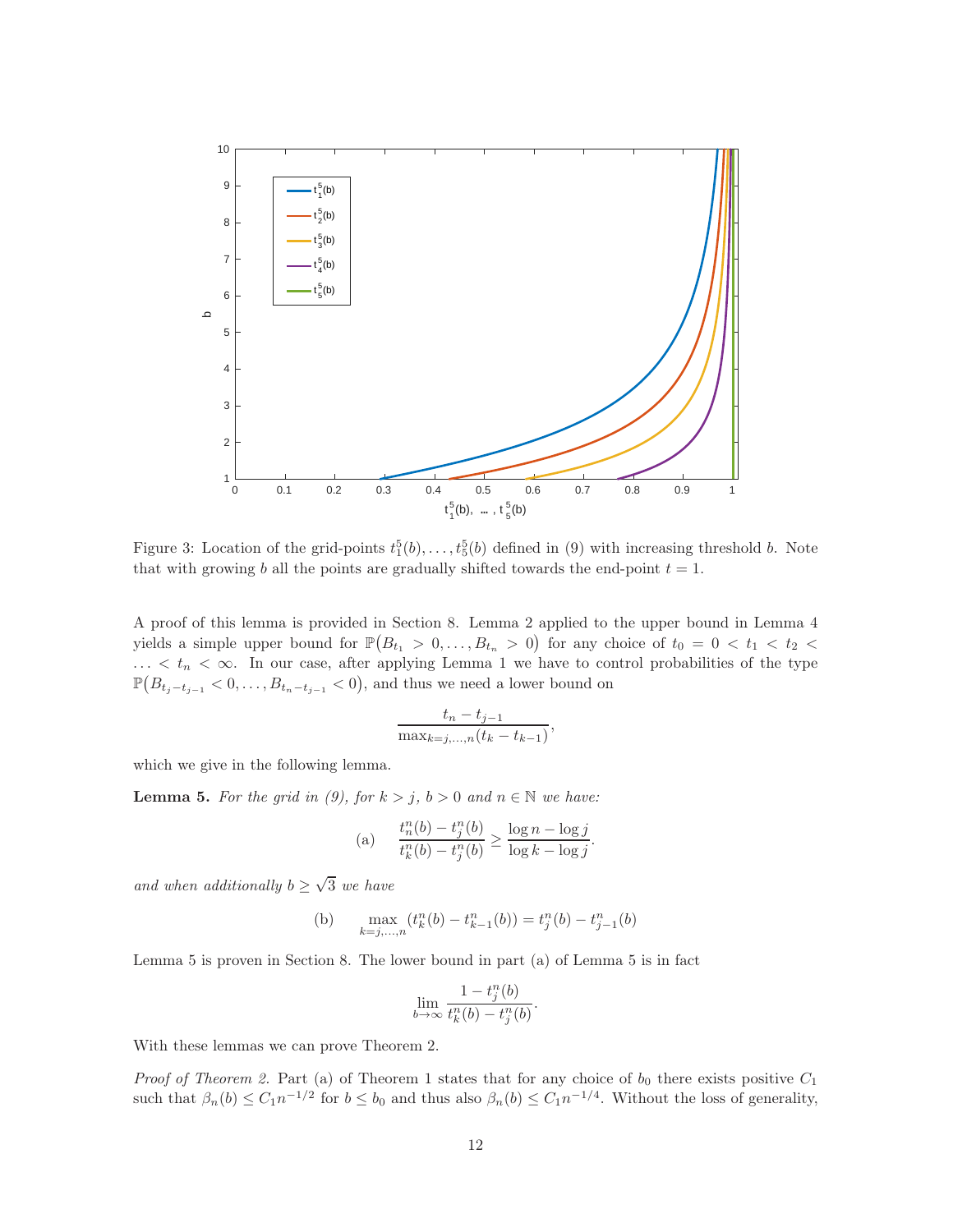Figure 3: Location of the grid-points $t_1^5(b), \ldots, t_5^5(b)$ defined in (9) with increasing threshold $b$. Note that with growing $b$ all the points are gradually shifted towards the end-point $t = 1$.

A proof of this lemma is provided in Section 8. Lemma 2 applied to the upper bound in Lemma 4 yields a simple upper bound for $\mathbb{P}\big(B_{t_1} > 0, \ldots, B_{t_n} > 0\big)$ for any choice of $t_0 = 0 < t_1 < t_2 < \ldots < t_n < \infty$. In our case, after applying Lemma 1 we have to control probabilities of the type $\mathbb{P}\big(B_{t_j - t_{j-1}} < 0, \ldots, B_{t_n - t_{j-1}} < 0\big)$, and thus we need a lower bound on

$$\frac{t_n - t_{j-1}}{\max_{k=j,\ldots,n}(t_k - t_{k-1})},$$

which we give in the following lemma.

**Lemma 5.** *For the grid in (9), for $k > j$, $b > 0$ and $n \in \mathbb{N}$ we have:*

$$\text{(a)} \qquad \frac{t_n^n(b) - t_j^n(b)}{t_k^n(b) - t_j^n(b)} \geq \frac{\log n - \log j}{\log k - \log j}.$$

*and when additionally $b \geq \sqrt{3}$ we have*

$$\text{(b)} \qquad \max_{k=j,\ldots,n} (t_k^n(b) - t_{k-1}^n(b)) = t_j^n(b) - t_{j-1}^n(b)$$

Lemma 5 is proven in Section 8. The lower bound in part (a) of Lemma 5 is in fact

$$\lim_{b \to \infty} \frac{1 - t_j^n(b)}{t_k^n(b) - t_j^n(b)}.$$

With these lemmas we can prove Theorem 2.

*Proof of Theorem 2.* Part (a) of Theorem 1 states that for any choice of $b_0$ there exists positive $C_1$ such that $\beta_n(b) \leq C_1 n^{-1/2}$ for $b \leq b_0$ and thus also $\beta_n(b) \leq C_1 n^{-1/4}$. Without the loss of generality,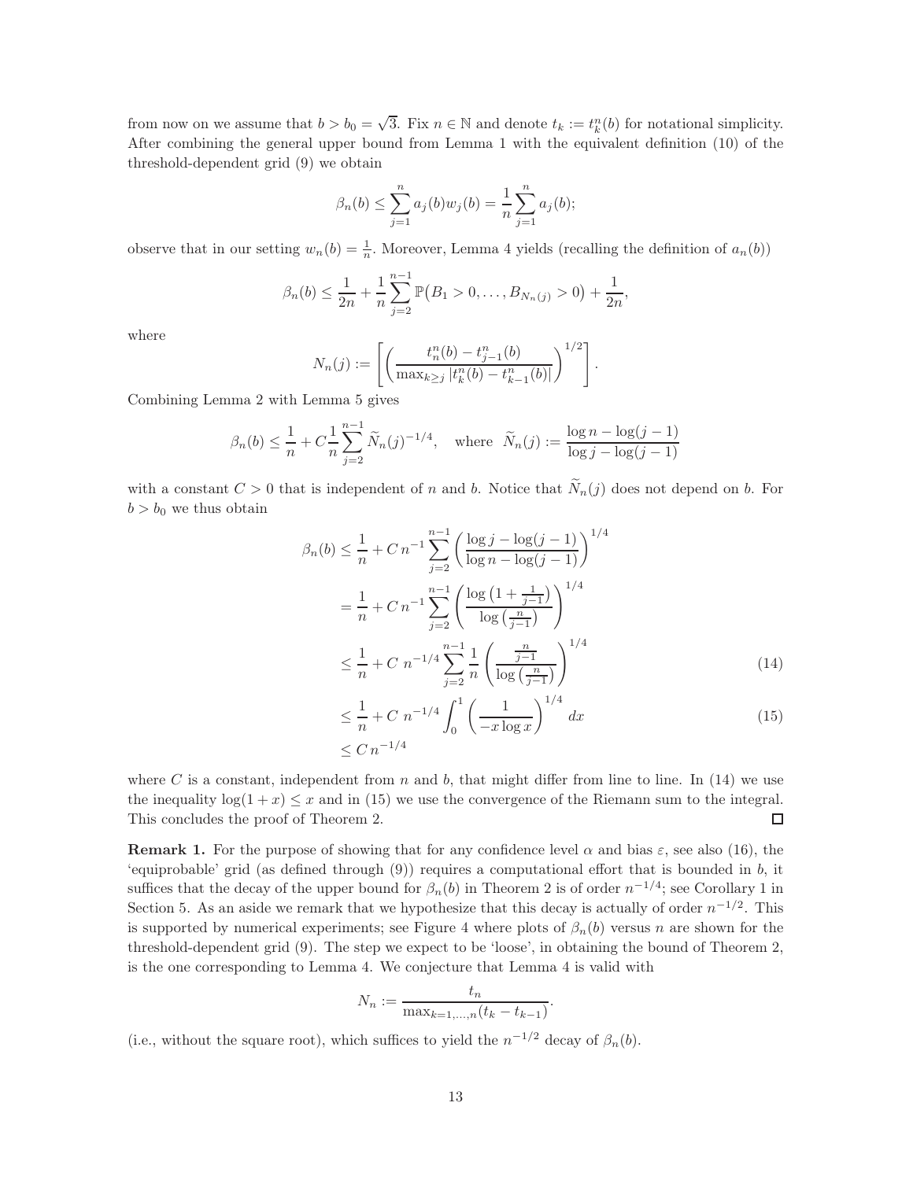from now on we assume that $b > b_0 = \sqrt{3}$. Fix $n \in \mathbb{N}$ and denote $t_k := t_k^n(b)$ for notational simplicity. After combining the general upper bound from Lemma 1 with the equivalent definition (10) of the threshold-dependent grid (9) we obtain

$$\beta_n(b) \leq \sum_{j=1}^{n} a_j(b) w_j(b) = \frac{1}{n} \sum_{j=1}^{n} a_j(b);$$

observe that in our setting $w_n(b) = \frac{1}{n}$. Moreover, Lemma 4 yields (recalling the definition of $a_n(b)$)

$$\beta_n(b) \leq \frac{1}{2n} + \frac{1}{n} \sum_{j=2}^{n-1} \mathbb{P}\big(B_1 > 0, \ldots, B_{N_n(j)} > 0\big) + \frac{1}{2n},$$

where

$$N_n(j) := \left\lceil \left( \frac{t_n^n(b) - t_{j-1}^n(b)}{\max_{k \geq j} |t_k^n(b) - t_{k-1}^n(b)|} \right)^{1/2} \right\rceil.$$

Combining Lemma 2 with Lemma 5 gives

$$\beta_n(b) \leq \frac{1}{n} + C \frac{1}{n} \sum_{j=2}^{n-1} \widetilde{N}_n(j)^{-1/4}, \quad \text{where } \widetilde{N}_n(j) := \frac{\log n - \log(j-1)}{\log j - \log(j-1)}$$

with a constant $C > 0$ that is independent of $n$ and $b$. Notice that $\widetilde{N}_n(j)$ does not depend on $b$. For $b > b_0$ we thus obtain

$$\begin{aligned}
\beta_n(b) &\leq \frac{1}{n} + C\, n^{-1} \sum_{j=2}^{n-1} \left( \frac{\log j - \log(j-1)}{\log n - \log(j-1)} \right)^{1/4} \\
&= \frac{1}{n} + C\, n^{-1} \sum_{j=2}^{n-1} \left( \frac{\log\left(1 + \frac{1}{j-1}\right)}{\log\left(\frac{n}{j-1}\right)} \right)^{1/4} \\
&\leq \frac{1}{n} + C\ n^{-1/4} \sum_{j=2}^{n-1} \frac{1}{n} \left( \frac{\frac{n}{j-1}}{\log\left(\frac{n}{j-1}\right)} \right)^{1/4} \qquad (14) \\
&\leq \frac{1}{n} + C\ n^{-1/4} \int_0^1 \left( \frac{1}{-x \log x} \right)^{1/4} dx \qquad (15) \\
&\leq C\, n^{-1/4}
\end{aligned}$$

where $C$ is a constant, independent from $n$ and $b$, that might differ from line to line. In (14) we use the inequality $\log(1+x) \leq x$ and in (15) we use the convergence of the Riemann sum to the integral. This concludes the proof of Theorem 2. ◻

**Remark 1.** For the purpose of showing that for any confidence level $\alpha$ and bias $\varepsilon$, see also (16), the 'equiprobable' grid (as defined through (9)) requires a computational effort that is bounded in $b$, it suffices that the decay of the upper bound for $\beta_n(b)$ in Theorem 2 is of order $n^{-1/4}$; see Corollary 1 in Section 5. As an aside we remark that we hypothesize that this decay is actually of order $n^{-1/2}$. This is supported by numerical experiments; see Figure 4 where plots of $\beta_n(b)$ versus $n$ are shown for the threshold-dependent grid (9). The step we expect to be 'loose', in obtaining the bound of Theorem 2, is the one corresponding to Lemma 4. We conjecture that Lemma 4 is valid with

$$N_n := \frac{t_n}{\max_{k=1,\ldots,n}(t_k - t_{k-1})}.$$

(i.e., without the square root), which suffices to yield the $n^{-1/2}$ decay of $\beta_n(b)$.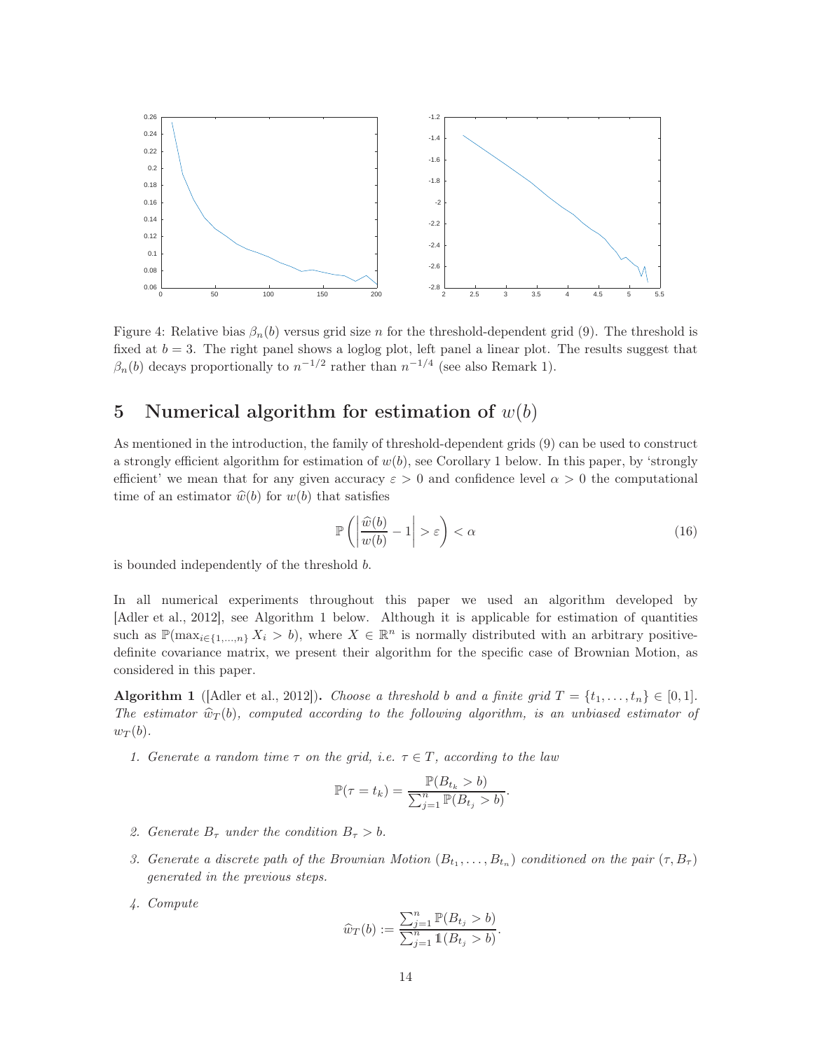Figure 4: Relative bias $\beta_n(b)$ versus grid size $n$ for the threshold-dependent grid (9). The threshold is fixed at $b = 3$. The right panel shows a loglog plot, left panel a linear plot. The results suggest that $\beta_n(b)$ decays proportionally to $n^{-1/2}$ rather than $n^{-1/4}$ (see also Remark 1).

## 5 Numerical algorithm for estimation of $w(b)$

As mentioned in the introduction, the family of threshold-dependent grids (9) can be used to construct a strongly efficient algorithm for estimation of $w(b)$, see Corollary 1 below. In this paper, by 'strongly efficient' we mean that for any given accuracy $\varepsilon > 0$ and confidence level $\alpha > 0$ the computational time of an estimator $\widehat{w}(b)$ for $w(b)$ that satisfies

$$\mathbb{P}\left(\left|\frac{\widehat{w}(b)}{w(b)} - 1\right| > \varepsilon\right) < \alpha \tag{16}$$

is bounded independently of the threshold $b$.

In all numerical experiments throughout this paper we used an algorithm developed by [Adler et al., 2012], see Algorithm 1 below. Although it is applicable for estimation of quantities such as $\mathbb{P}(\max_{i\in\{1,\ldots,n\}} X_i > b)$, where $X \in \mathbb{R}^n$ is normally distributed with an arbitrary positive-definite covariance matrix, we present their algorithm for the specific case of Brownian Motion, as considered in this paper.

**Algorithm 1** ([Adler et al., 2012]). *Choose a threshold $b$ and a finite grid $T = \{t_1, \ldots, t_n\} \in [0, 1]$. The estimator $\widehat{w}_T(b)$, computed according to the following algorithm, is an unbiased estimator of $w_T(b)$.*

1. *Generate a random time $\tau$ on the grid, i.e. $\tau \in T$, according to the law*

$$\mathbb{P}(\tau = t_k) = \frac{\mathbb{P}(B_{t_k} > b)}{\sum_{j=1}^{n} \mathbb{P}(B_{t_j} > b)}.$$

2. *Generate $B_\tau$ under the condition $B_\tau > b$.*

3. *Generate a discrete path of the Brownian Motion $(B_{t_1}, \ldots, B_{t_n})$ conditioned on the pair $(\tau, B_\tau)$ generated in the previous steps.*

4. *Compute*

$$\widehat{w}_T(b) := \frac{\sum_{j=1}^{n} \mathbb{P}(B_{t_j} > b)}{\sum_{j=1}^{n} \mathbb{1}(B_{t_j} > b)}.$$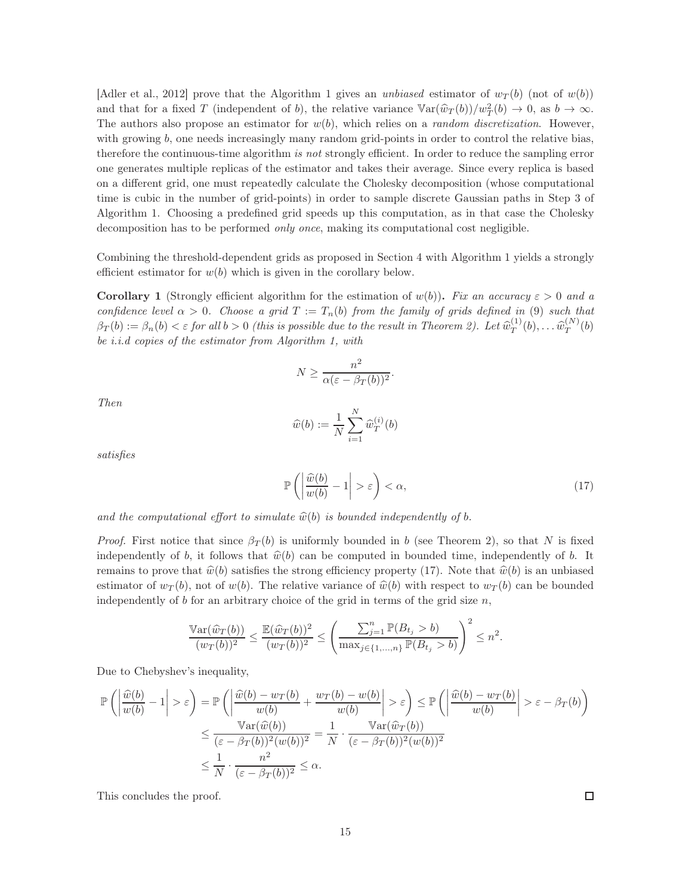[Adler et al., 2012] prove that the Algorithm 1 gives an *unbiased* estimator of $w_T(b)$ (not of $w(b)$) and that for a fixed $T$ (independent of $b$), the relative variance $\mathbb{V}\text{ar}(\widehat{w}_T(b))/w_T^2(b) \to 0$, as $b \to \infty$. The authors also propose an estimator for $w(b)$, which relies on a *random discretization*. However, with growing $b$, one needs increasingly many random grid-points in order to control the relative bias, therefore the continuous-time algorithm *is not* strongly efficient. In order to reduce the sampling error one generates multiple replicas of the estimator and takes their average. Since every replica is based on a different grid, one must repeatedly calculate the Cholesky decomposition (whose computational time is cubic in the number of grid-points) in order to sample discrete Gaussian paths in Step 3 of Algorithm 1. Choosing a predefined grid speeds up this computation, as in that case the Cholesky decomposition has to be performed *only once*, making its computational cost negligible.

Combining the threshold-dependent grids as proposed in Section 4 with Algorithm 1 yields a strongly efficient estimator for $w(b)$ which is given in the corollary below.

**Corollary 1** (Strongly efficient algorithm for the estimation of $w(b)$)**.** *Fix an accuracy $\varepsilon > 0$ and a confidence level $\alpha > 0$. Choose a grid $T := T_n(b)$ from the family of grids defined in (9) such that $\beta_T(b) := \beta_n(b) < \varepsilon$ for all $b > 0$ (this is possible due to the result in Theorem 2). Let $\widehat{w}_T^{(1)}(b), \ldots \widehat{w}_T^{(N)}(b)$ be i.i.d copies of the estimator from Algorithm 1, with*

$$N \geq \frac{n^2}{\alpha(\varepsilon - \beta_T(b))^2}.$$

*Then*

$$\widehat{w}(b) := \frac{1}{N}\sum_{i=1}^{N} \widehat{w}_T^{(i)}(b)$$

*satisfies*

$$\mathbb{P}\left( \left| \frac{\widehat{w}(b)}{w(b)} - 1 \right| > \varepsilon \right) < \alpha, \tag{17}$$

*and the computational effort to simulate $\widehat{w}(b)$ is bounded independently of $b$.*

*Proof.* First notice that since $\beta_T(b)$ is uniformly bounded in $b$ (see Theorem 2), so that $N$ is fixed independently of $b$, it follows that $\widehat{w}(b)$ can be computed in bounded time, independently of $b$. It remains to prove that $\widehat{w}(b)$ satisfies the strong efficiency property (17). Note that $\widehat{w}(b)$ is an unbiased estimator of $w_T(b)$, not of $w(b)$. The relative variance of $\widehat{w}(b)$ with respect to $w_T(b)$ can be bounded independently of $b$ for an arbitrary choice of the grid in terms of the grid size $n$,

$$\frac{\mathbb{V}\text{ar}(\widehat{w}_T(b))}{(w_T(b))^2} \leq \frac{\mathbb{E}(\widehat{w}_T(b))^2}{(w_T(b))^2} \leq \left( \frac{\sum_{j=1}^{n} \mathbb{P}(B_{t_j} > b)}{\max_{j \in \{1,\ldots,n\}} \mathbb{P}(B_{t_j} > b)} \right)^2 \leq n^2.$$

Due to Chebyshev's inequality,

$$\begin{aligned}
\mathbb{P}\left( \left| \frac{\widehat{w}(b)}{w(b)} - 1 \right| > \varepsilon \right) &= \mathbb{P}\left( \left| \frac{\widehat{w}(b) - w_T(b)}{w(b)} + \frac{w_T(b) - w(b)}{w(b)} \right| > \varepsilon \right) \leq \mathbb{P}\left( \left| \frac{\widehat{w}(b) - w_T(b)}{w(b)} \right| > \varepsilon - \beta_T(b) \right) \\
&\leq \frac{\mathbb{V}\text{ar}(\widehat{w}(b))}{(\varepsilon - \beta_T(b))^2 (w(b))^2} = \frac{1}{N} \cdot \frac{\mathbb{V}\text{ar}(\widehat{w}_T(b))}{(\varepsilon - \beta_T(b))^2 (w(b))^2} \\
&\leq \frac{1}{N} \cdot \frac{n^2}{(\varepsilon - \beta_T(b))^2} \leq \alpha.
\end{aligned}$$

This concludes the proof. ◻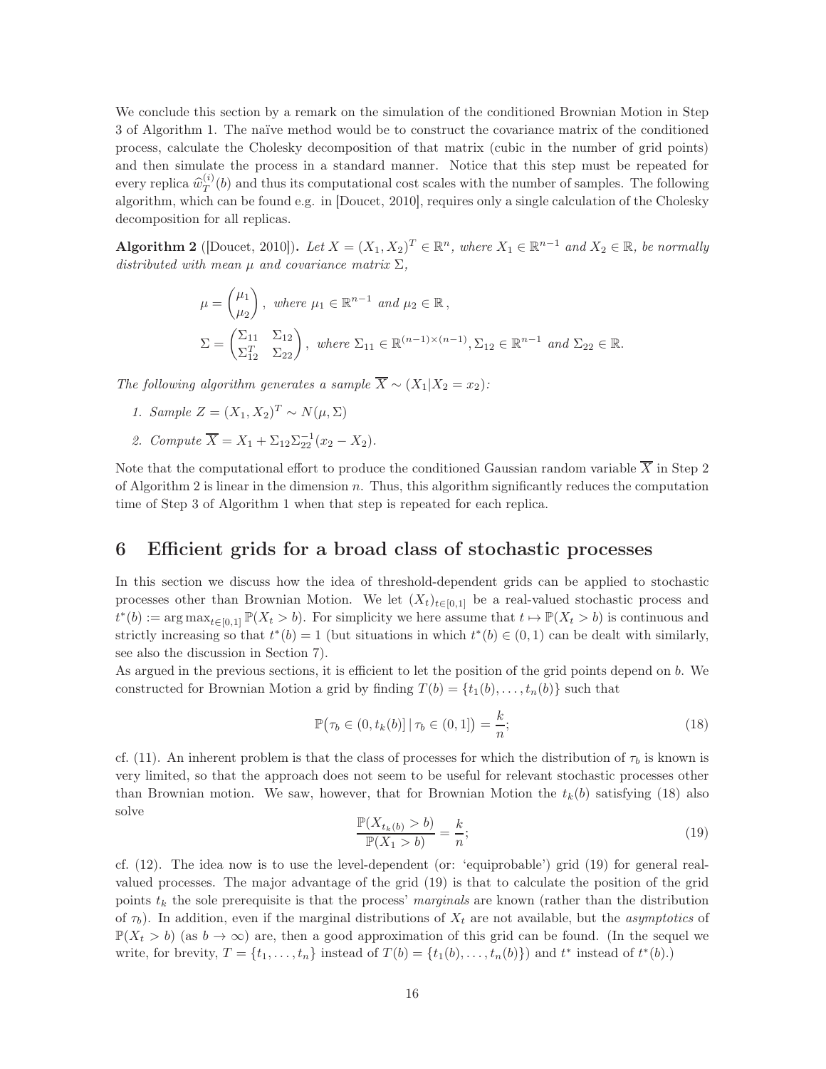We conclude this section by a remark on the simulation of the conditioned Brownian Motion in Step 3 of Algorithm 1. The naïve method would be to construct the covariance matrix of the conditioned process, calculate the Cholesky decomposition of that matrix (cubic in the number of grid points) and then simulate the process in a standard manner. Notice that this step must be repeated for every replica $\widehat{w}_T^{(i)}(b)$ and thus its computational cost scales with the number of samples. The following algorithm, which can be found e.g. in [Doucet, 2010], requires only a single calculation of the Cholesky decomposition for all replicas.

**Algorithm 2** ([Doucet, 2010]). *Let $X = (X_1, X_2)^T \in \mathbb{R}^n$, where $X_1 \in \mathbb{R}^{n-1}$ and $X_2 \in \mathbb{R}$, be normally distributed with mean $\mu$ and covariance matrix $\Sigma$,*

$$
\mu = \begin{pmatrix} \mu_1 \\ \mu_2 \end{pmatrix}, \text{ where } \mu_1 \in \mathbb{R}^{n-1} \text{ and } \mu_2 \in \mathbb{R},
$$

$$
\Sigma = \begin{pmatrix} \Sigma_{11} & \Sigma_{12} \\ \Sigma_{12}^T & \Sigma_{22} \end{pmatrix}, \text{ where } \Sigma_{11} \in \mathbb{R}^{(n-1)\times(n-1)}, \Sigma_{12} \in \mathbb{R}^{n-1} \text{ and } \Sigma_{22} \in \mathbb{R}.
$$

*The following algorithm generates a sample $\overline{X} \sim (X_1 | X_2 = x_2)$:*

1. *Sample $Z = (X_1, X_2)^T \sim N(\mu, \Sigma)$*
2. *Compute $\overline{X} = X_1 + \Sigma_{12}\Sigma_{22}^{-1}(x_2 - X_2)$.*

Note that the computational effort to produce the conditioned Gaussian random variable $\overline{X}$ in Step 2 of Algorithm 2 is linear in the dimension $n$. Thus, this algorithm significantly reduces the computation time of Step 3 of Algorithm 1 when that step is repeated for each replica.

## 6 Efficient grids for a broad class of stochastic processes

In this section we discuss how the idea of threshold-dependent grids can be applied to stochastic processes other than Brownian Motion. We let $(X_t)_{t\in[0,1]}$ be a real-valued stochastic process and $t^*(b) := \arg\max_{t\in[0,1]} \mathbb{P}(X_t > b)$. For simplicity we here assume that $t \mapsto \mathbb{P}(X_t > b)$ is continuous and strictly increasing so that $t^*(b) = 1$ (but situations in which $t^*(b) \in (0,1)$ can be dealt with similarly, see also the discussion in Section 7).

As argued in the previous sections, it is efficient to let the position of the grid points depend on $b$. We constructed for Brownian Motion a grid by finding $T(b) = \{t_1(b), \ldots, t_n(b)\}$ such that

$$
\mathbb{P}\big(\tau_b \in (0, t_k(b)] \,|\, \tau_b \in (0,1]\big) = \frac{k}{n}; \tag{18}
$$

cf. (11). An inherent problem is that the class of processes for which the distribution of $\tau_b$ is known is very limited, so that the approach does not seem to be useful for relevant stochastic processes other than Brownian motion. We saw, however, that for Brownian Motion the $t_k(b)$ satisfying (18) also solve

$$
\frac{\mathbb{P}(X_{t_k(b)} > b)}{\mathbb{P}(X_1 > b)} = \frac{k}{n}; \tag{19}
$$

cf. (12). The idea now is to use the level-dependent (or: 'equiprobable') grid (19) for general real-valued processes. The major advantage of the grid (19) is that to calculate the position of the grid points $t_k$ the sole prerequisite is that the process' *marginals* are known (rather than the distribution of $\tau_b$). In addition, even if the marginal distributions of $X_t$ are not available, but the *asymptotics* of $\mathbb{P}(X_t > b)$ (as $b \to \infty$) are, then a good approximation of this grid can be found. (In the sequel we write, for brevity, $T = \{t_1, \ldots, t_n\}$ instead of $T(b) = \{t_1(b), \ldots, t_n(b)\}$) and $t^*$ instead of $t^*(b)$.)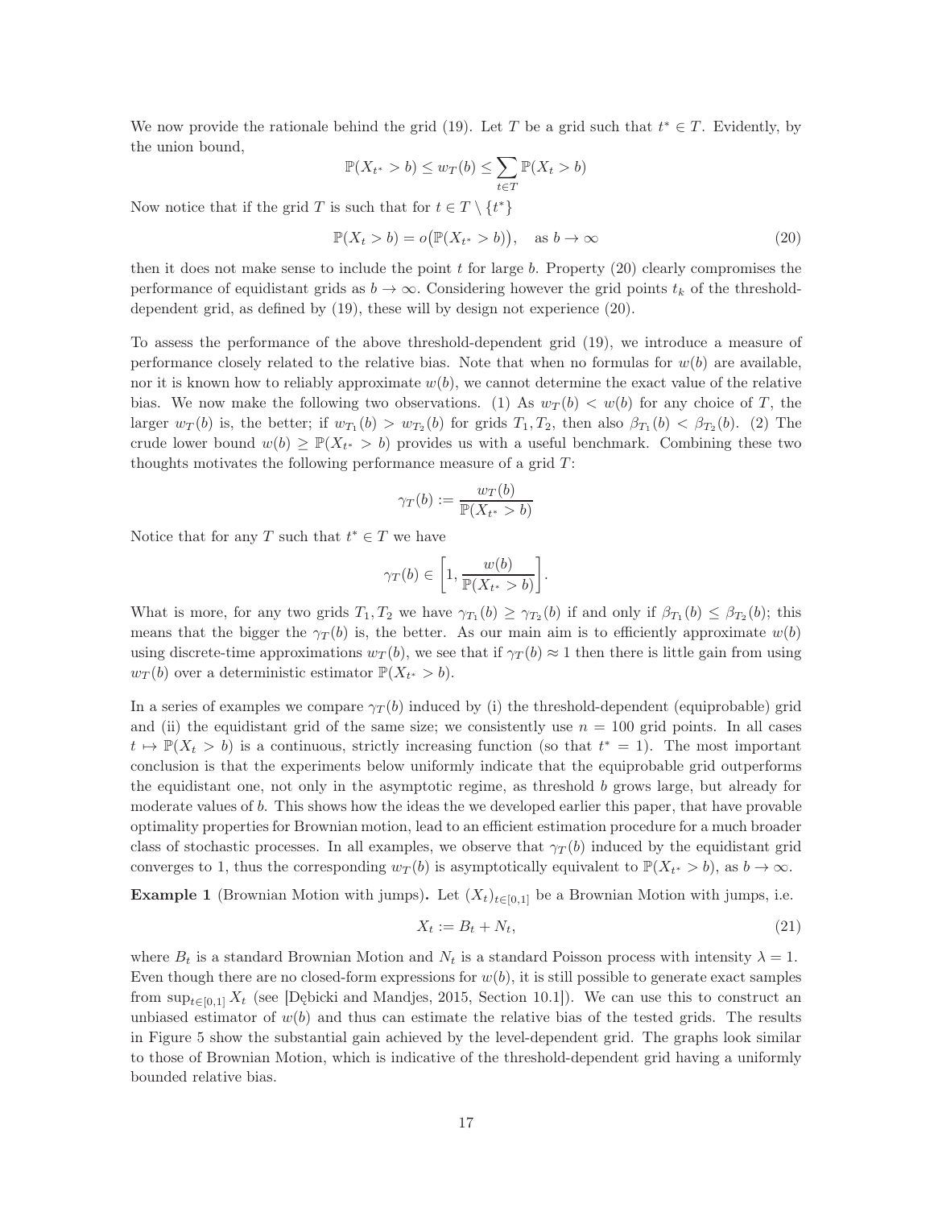We now provide the rationale behind the grid (19). Let $T$ be a grid such that $t^* \in T$. Evidently, by the union bound,

$$\mathbb{P}(X_{t^*} > b) \le w_T(b) \le \sum_{t \in T} \mathbb{P}(X_t > b)$$

Now notice that if the grid $T$ is such that for $t \in T \setminus \{t^*\}$

$$\mathbb{P}(X_t > b) = o\big(\mathbb{P}(X_{t^*} > b)\big), \quad \text{as } b \to \infty \tag{20}$$

then it does not make sense to include the point $t$ for large $b$. Property (20) clearly compromises the performance of equidistant grids as $b \to \infty$. Considering however the grid points $t_k$ of the threshold-dependent grid, as defined by (19), these will by design not experience (20).

To assess the performance of the above threshold-dependent grid (19), we introduce a measure of performance closely related to the relative bias. Note that when no formulas for $w(b)$ are available, nor it is known how to reliably approximate $w(b)$, we cannot determine the exact value of the relative bias. We now make the following two observations. (1) As $w_T(b) < w(b)$ for any choice of $T$, the larger $w_T(b)$ is, the better; if $w_{T_1}(b) > w_{T_2}(b)$ for grids $T_1, T_2$, then also $\beta_{T_1}(b) < \beta_{T_2}(b)$. (2) The crude lower bound $w(b) \ge \mathbb{P}(X_{t^*} > b)$ provides us with a useful benchmark. Combining these two thoughts motivates the following performance measure of a grid $T$:

$$\gamma_T(b) := \frac{w_T(b)}{\mathbb{P}(X_{t^*} > b)}$$

Notice that for any $T$ such that $t^* \in T$ we have

$$\gamma_T(b) \in \left[1, \frac{w(b)}{\mathbb{P}(X_{t^*} > b)}\right].$$

What is more, for any two grids $T_1, T_2$ we have $\gamma_{T_1}(b) \ge \gamma_{T_2}(b)$ if and only if $\beta_{T_1}(b) \le \beta_{T_2}(b)$; this means that the bigger the $\gamma_T(b)$ is, the better. As our main aim is to efficiently approximate $w(b)$ using discrete-time approximations $w_T(b)$, we see that if $\gamma_T(b) \approx 1$ then there is little gain from using $w_T(b)$ over a deterministic estimator $\mathbb{P}(X_{t^*} > b)$.

In a series of examples we compare $\gamma_T(b)$ induced by (i) the threshold-dependent (equiprobable) grid and (ii) the equidistant grid of the same size; we consistently use $n = 100$ grid points. In all cases $t \mapsto \mathbb{P}(X_t > b)$ is a continuous, strictly increasing function (so that $t^* = 1$). The most important conclusion is that the experiments below uniformly indicate that the equiprobable grid outperforms the equidistant one, not only in the asymptotic regime, as threshold $b$ grows large, but already for moderate values of $b$. This shows how the ideas the we developed earlier this paper, that have provable optimality properties for Brownian motion, lead to an efficient estimation procedure for a much broader class of stochastic processes. In all examples, we observe that $\gamma_T(b)$ induced by the equidistant grid converges to 1, thus the corresponding $w_T(b)$ is asymptotically equivalent to $\mathbb{P}(X_{t^*} > b)$, as $b \to \infty$.

**Example 1** (Brownian Motion with jumps)**.** Let $(X_t)_{t\in[0,1]}$ be a Brownian Motion with jumps, i.e.

$$X_t := B_t + N_t, \tag{21}$$

where $B_t$ is a standard Brownian Motion and $N_t$ is a standard Poisson process with intensity $\lambda = 1$. Even though there are no closed-form expressions for $w(b)$, it is still possible to generate exact samples from $\sup_{t\in[0,1]} X_t$ (see [Dębicki and Mandjes, 2015, Section 10.1]). We can use this to construct an unbiased estimator of $w(b)$ and thus can estimate the relative bias of the tested grids. The results in Figure 5 show the substantial gain achieved by the level-dependent grid. The graphs look similar to those of Brownian Motion, which is indicative of the threshold-dependent grid having a uniformly bounded relative bias.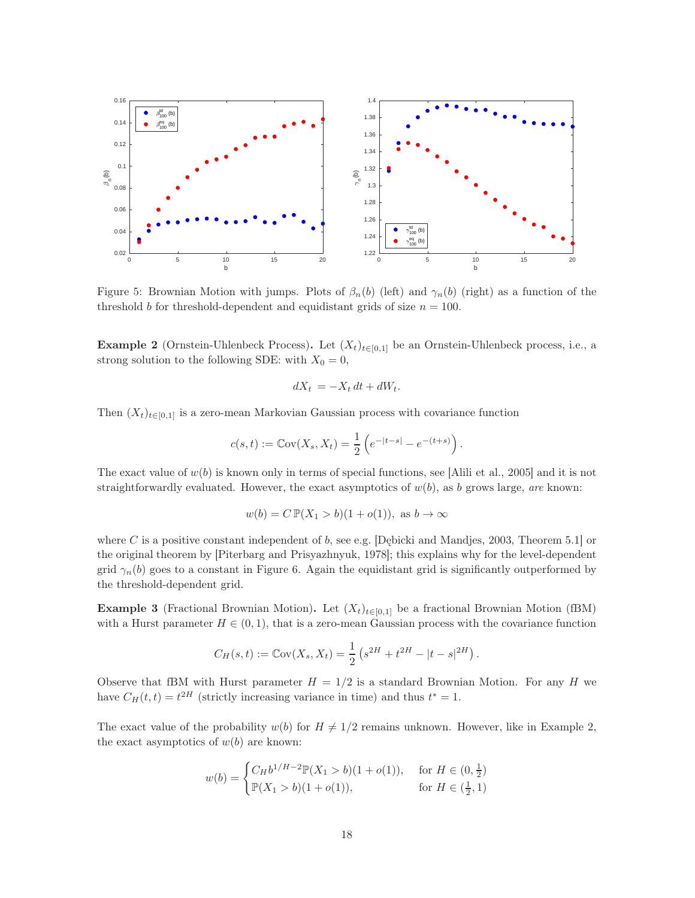Figure 5: Brownian Motion with jumps. Plots of $\beta_n(b)$ (left) and $\gamma_n(b)$ (right) as a function of the threshold $b$ for threshold-dependent and equidistant grids of size $n = 100$.

**Example 2** (Ornstein-Uhlenbeck Process)**.** Let $(X_t)_{t\in[0,1]}$ be an Ornstein-Uhlenbeck process, i.e., a strong solution to the following SDE: with $X_0 = 0$,

$$dX_t = -X_t\,dt + dW_t.$$

Then $(X_t)_{t\in[0,1]}$ is a zero-mean Markovian Gaussian process with covariance function

$$c(s,t) := \mathbb{C}\mathrm{ov}(X_s, X_t) = \frac{1}{2}\left(e^{-|t-s|} - e^{-(t+s)}\right).$$

The exact value of $w(b)$ is known only in terms of special functions, see [Alili et al., 2005] and it is not straightforwardly evaluated. However, the exact asymptotics of $w(b)$, as $b$ grows large, *are* known:

$$w(b) = C\,\mathbb{P}(X_1 > b)(1 + o(1)), \text{ as } b \to \infty$$

where $C$ is a positive constant independent of $b$, see e.g. [Dębicki and Mandjes, 2003, Theorem 5.1] or the original theorem by [Piterbarg and Prisyazhnyuk, 1978]; this explains why for the level-dependent grid $\gamma_n(b)$ goes to a constant in Figure 6. Again the equidistant grid is significantly outperformed by the threshold-dependent grid.

**Example 3** (Fractional Brownian Motion)**.** Let $(X_t)_{t\in[0,1]}$ be a fractional Brownian Motion (fBM) with a Hurst parameter $H \in (0,1)$, that is a zero-mean Gaussian process with the covariance function

$$C_H(s,t) := \mathbb{C}\mathrm{ov}(X_s, X_t) = \frac{1}{2}\left(s^{2H} + t^{2H} - |t-s|^{2H}\right).$$

Observe that fBM with Hurst parameter $H = 1/2$ is a standard Brownian Motion. For any $H$ we have $C_H(t,t) = t^{2H}$ (strictly increasing variance in time) and thus $t^* = 1$.

The exact value of the probability $w(b)$ for $H \neq 1/2$ remains unknown. However, like in Example 2, the exact asymptotics of $w(b)$ are known:

$$w(b) = \begin{cases} C_H b^{1/H-2}\mathbb{P}(X_1 > b)(1 + o(1)), & \text{for } H \in (0, \frac{1}{2}) \\ \mathbb{P}(X_1 > b)(1 + o(1)), & \text{for } H \in (\frac{1}{2}, 1) \end{cases}$$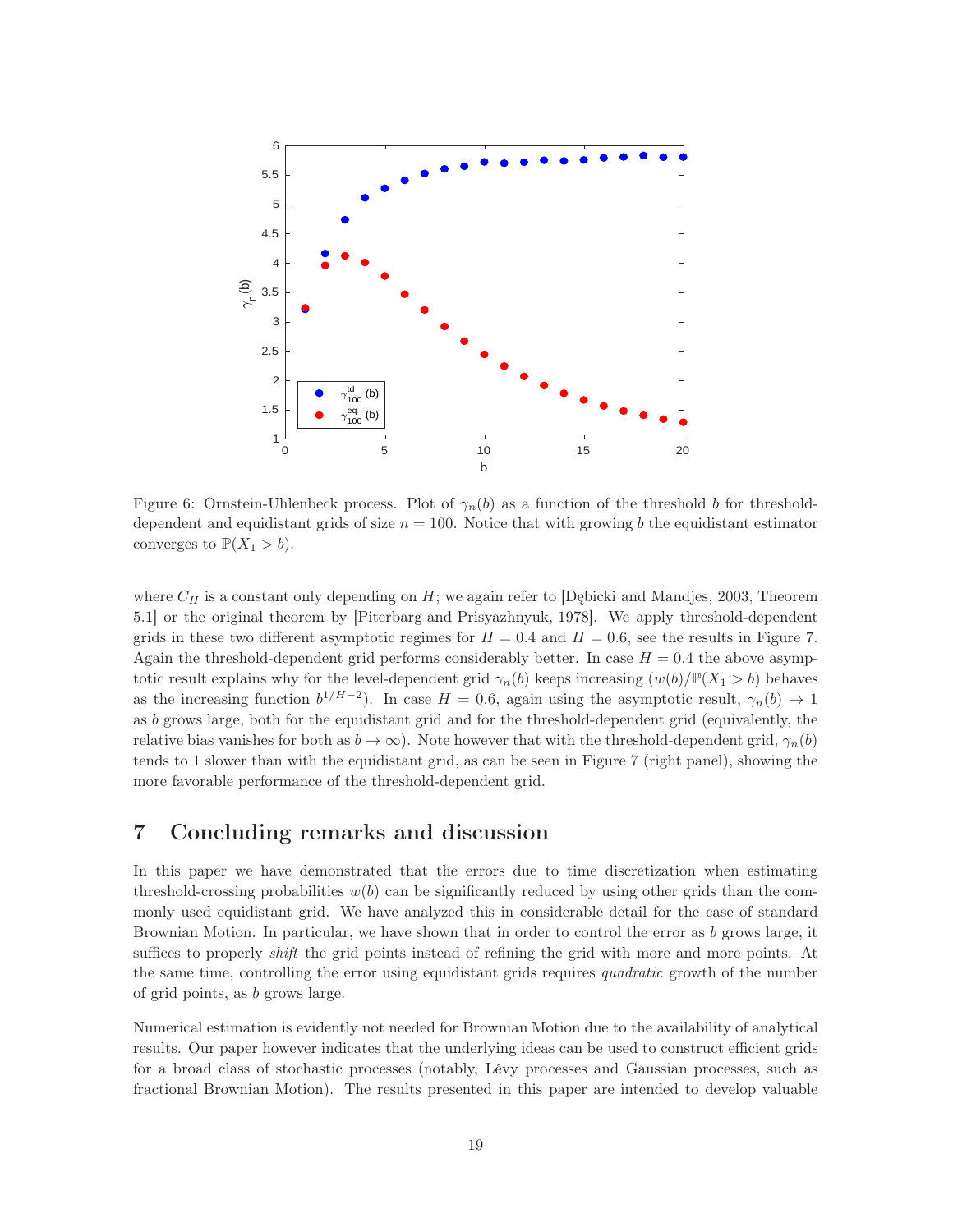Figure 6: Ornstein-Uhlenbeck process. Plot of $\gamma_n(b)$ as a function of the threshold $b$ for threshold-dependent and equidistant grids of size $n = 100$. Notice that with growing $b$ the equidistant estimator converges to $\mathbb{P}(X_1 > b)$.

where $C_H$ is a constant only depending on $H$; we again refer to [Dębicki and Mandjes, 2003, Theorem 5.1] or the original theorem by [Piterbarg and Prisyazhnyuk, 1978]. We apply threshold-dependent grids in these two different asymptotic regimes for $H = 0.4$ and $H = 0.6$, see the results in Figure 7. Again the threshold-dependent grid performs considerably better. In case $H = 0.4$ the above asymptotic result explains why for the level-dependent grid $\gamma_n(b)$ keeps increasing ($w(b)/\mathbb{P}(X_1 > b)$ behaves as the increasing function $b^{1/H-2}$). In case $H = 0.6$, again using the asymptotic result, $\gamma_n(b) \to 1$ as $b$ grows large, both for the equidistant grid and for the threshold-dependent grid (equivalently, the relative bias vanishes for both as $b \to \infty$). Note however that with the threshold-dependent grid, $\gamma_n(b)$ tends to 1 slower than with the equidistant grid, as can be seen in Figure 7 (right panel), showing the more favorable performance of the threshold-dependent grid.

# 7 Concluding remarks and discussion

In this paper we have demonstrated that the errors due to time discretization when estimating threshold-crossing probabilities $w(b)$ can be significantly reduced by using other grids than the commonly used equidistant grid. We have analyzed this in considerable detail for the case of standard Brownian Motion. In particular, we have shown that in order to control the error as $b$ grows large, it suffices to properly *shift* the grid points instead of refining the grid with more and more points. At the same time, controlling the error using equidistant grids requires *quadratic* growth of the number of grid points, as $b$ grows large.

Numerical estimation is evidently not needed for Brownian Motion due to the availability of analytical results. Our paper however indicates that the underlying ideas can be used to construct efficient grids for a broad class of stochastic processes (notably, Lévy processes and Gaussian processes, such as fractional Brownian Motion). The results presented in this paper are intended to develop valuable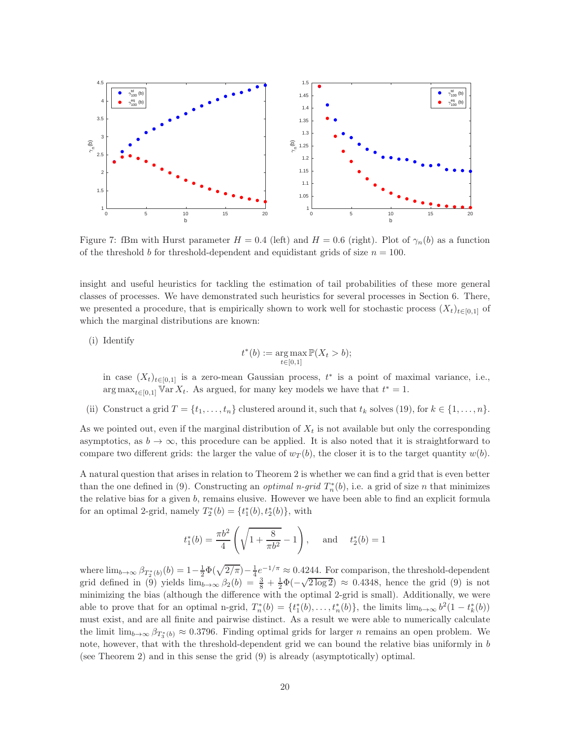Figure 7: fBm with Hurst parameter $H = 0.4$ (left) and $H = 0.6$ (right). Plot of $\gamma_n(b)$ as a function of the threshold $b$ for threshold-dependent and equidistant grids of size $n = 100$.

insight and useful heuristics for tackling the estimation of tail probabilities of these more general classes of processes. We have demonstrated such heuristics for several processes in Section 6. There, we presented a procedure, that is empirically shown to work well for stochastic process $(X_t)_{t\in[0,1]}$ of which the marginal distributions are known:

(i) Identify

$$t^*(b) := \arg\max_{t\in[0,1]} \mathbb{P}(X_t > b);$$

in case $(X_t)_{t\in[0,1]}$ is a zero-mean Gaussian process, $t^*$ is a point of maximal variance, i.e., $\arg\max_{t\in[0,1]} \mathbb{V}\mathrm{ar}\, X_t$. As argued, for many key models we have that $t^* = 1$.

(ii) Construct a grid $T = \{t_1, \ldots, t_n\}$ clustered around it, such that $t_k$ solves (19), for $k \in \{1, \ldots, n\}$.

As we pointed out, even if the marginal distribution of $X_t$ is not available but only the corresponding asymptotics, as $b \to \infty$, this procedure can be applied. It is also noted that it is straightforward to compare two different grids: the larger the value of $w_T(b)$, the closer it is to the target quantity $w(b)$.

A natural question that arises in relation to Theorem 2 is whether we can find a grid that is even better than the one defined in (9). Constructing an *optimal n-grid* $T_n^*(b)$, i.e. a grid of size $n$ that minimizes the relative bias for a given $b$, remains elusive. However we have been able to find an explicit formula for an optimal 2-grid, namely $T_2^*(b) = \{t_1^*(b), t_2^*(b)\}$, with

$$t_1^*(b) = \frac{\pi b^2}{4}\left(\sqrt{1 + \frac{8}{\pi b^2}} - 1\right), \quad \text{and} \quad t_2^*(b) = 1$$

where $\lim_{b\to\infty} \beta_{T_2^*(b)}(b) = 1 - \frac{1}{2}\Phi(\sqrt{2/\pi}) - \frac{1}{4}e^{-1/\pi} \approx 0.4244$. For comparison, the threshold-dependent grid defined in (9) yields $\lim_{b\to\infty} \beta_2(b) = \frac{3}{8} + \frac{1}{2}\Phi(-\sqrt{2\log 2}) \approx 0.4348$, hence the grid (9) is not minimizing the bias (although the difference with the optimal 2-grid is small). Additionally, we were able to prove that for an optimal n-grid, $T_n^*(b) = \{t_1^*(b), \ldots, t_n^*(b)\}$, the limits $\lim_{b\to\infty} b^2(1 - t_k^*(b))$ must exist, and are all finite and pairwise distinct. As a result we were able to numerically calculate the limit $\lim_{b\to\infty} \beta_{T_3^*(b)} \approx 0.3796$. Finding optimal grids for larger $n$ remains an open problem. We note, however, that with the threshold-dependent grid we can bound the relative bias uniformly in $b$ (see Theorem 2) and in this sense the grid (9) is already (asymptotically) optimal.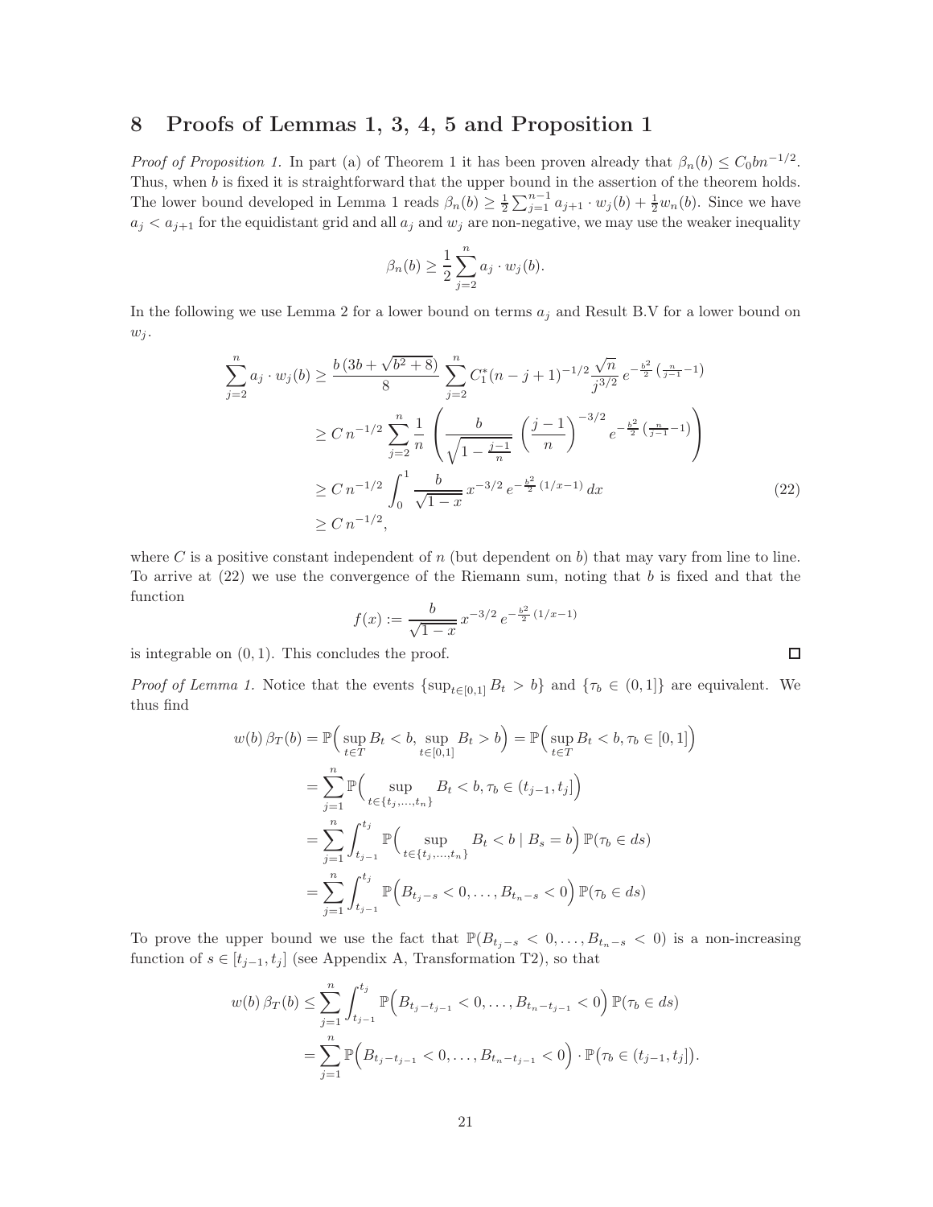# 8 Proofs of Lemmas 1, 3, 4, 5 and Proposition 1

*Proof of Proposition 1.* In part (a) of Theorem 1 it has been proven already that $\beta_n(b) \le C_0 b n^{-1/2}$. Thus, when $b$ is fixed it is straightforward that the upper bound in the assertion of the theorem holds. The lower bound developed in Lemma 1 reads $\beta_n(b) \ge \frac{1}{2}\sum_{j=1}^{n-1} a_{j+1}\cdot w_j(b) + \frac{1}{2}w_n(b)$. Since we have $a_j < a_{j+1}$ for the equidistant grid and all $a_j$ and $w_j$ are non-negative, we may use the weaker inequality

$$\beta_n(b) \ge \frac{1}{2}\sum_{j=2}^{n} a_j \cdot w_j(b).$$

In the following we use Lemma 2 for a lower bound on terms $a_j$ and Result B.V for a lower bound on $w_j$.

$$\begin{aligned}
\sum_{j=2}^{n} a_j \cdot w_j(b) &\ge \frac{b\,(3b+\sqrt{b^2+8})}{8}\sum_{j=2}^{n} C_1^*(n-j+1)^{-1/2}\frac{\sqrt{n}}{j^{3/2}}\, e^{-\frac{b^2}{2}\left(\frac{n}{j-1}-1\right)} \\
&\ge C\, n^{-1/2}\sum_{j=2}^{n}\frac{1}{n}\left(\frac{b}{\sqrt{1-\frac{j-1}{n}}}\left(\frac{j-1}{n}\right)^{-3/2} e^{-\frac{b^2}{2}\left(\frac{n}{j-1}-1\right)}\right) \\
&\ge C\, n^{-1/2}\int_0^1 \frac{b}{\sqrt{1-x}}\, x^{-3/2}\, e^{-\frac{b^2}{2}\,(1/x-1)}\,dx \qquad (22)\\
&\ge C\, n^{-1/2},
\end{aligned}$$

where $C$ is a positive constant independent of $n$ (but dependent on $b$) that may vary from line to line. To arrive at (22) we use the convergence of the Riemann sum, noting that $b$ is fixed and that the function

$$f(x) := \frac{b}{\sqrt{1-x}}\, x^{-3/2}\, e^{-\frac{b^2}{2}\,(1/x-1)}$$

is integrable on $(0,1)$. This concludes the proof. ◻

*Proof of Lemma 1.* Notice that the events $\{\sup_{t\in[0,1]} B_t > b\}$ and $\{\tau_b \in (0,1]\}$ are equivalent. We thus find

$$\begin{aligned}
w(b)\,\beta_T(b) &= \mathbb{P}\Big(\sup_{t\in T} B_t < b, \sup_{t\in[0,1]} B_t > b\Big) = \mathbb{P}\Big(\sup_{t\in T} B_t < b, \tau_b \in [0,1]\Big) \\
&= \sum_{j=1}^{n}\mathbb{P}\Big(\sup_{t\in\{t_j,\dots,t_n\}} B_t < b, \tau_b \in (t_{j-1}, t_j]\Big) \\
&= \sum_{j=1}^{n}\int_{t_{j-1}}^{t_j}\mathbb{P}\Big(\sup_{t\in\{t_j,\dots,t_n\}} B_t < b \mid B_s = b\Big)\,\mathbb{P}(\tau_b\in ds) \\
&= \sum_{j=1}^{n}\int_{t_{j-1}}^{t_j}\mathbb{P}\Big(B_{t_j-s}<0,\dots,B_{t_n-s}<0\Big)\,\mathbb{P}(\tau_b\in ds)
\end{aligned}$$

To prove the upper bound we use the fact that $\mathbb{P}(B_{t_j-s}<0,\dots,B_{t_n-s}<0)$ is a non-increasing function of $s\in[t_{j-1},t_j]$ (see Appendix A, Transformation T2), so that

$$\begin{aligned}
w(b)\,\beta_T(b) &\le \sum_{j=1}^{n}\int_{t_{j-1}}^{t_j}\mathbb{P}\Big(B_{t_j-t_{j-1}}<0,\dots,B_{t_n-t_{j-1}}<0\Big)\,\mathbb{P}(\tau_b\in ds) \\
&= \sum_{j=1}^{n}\mathbb{P}\Big(B_{t_j-t_{j-1}}<0,\dots,B_{t_n-t_{j-1}}<0\Big)\cdot\mathbb{P}\big(\tau_b\in(t_{j-1},t_j]\big).
\end{aligned}$$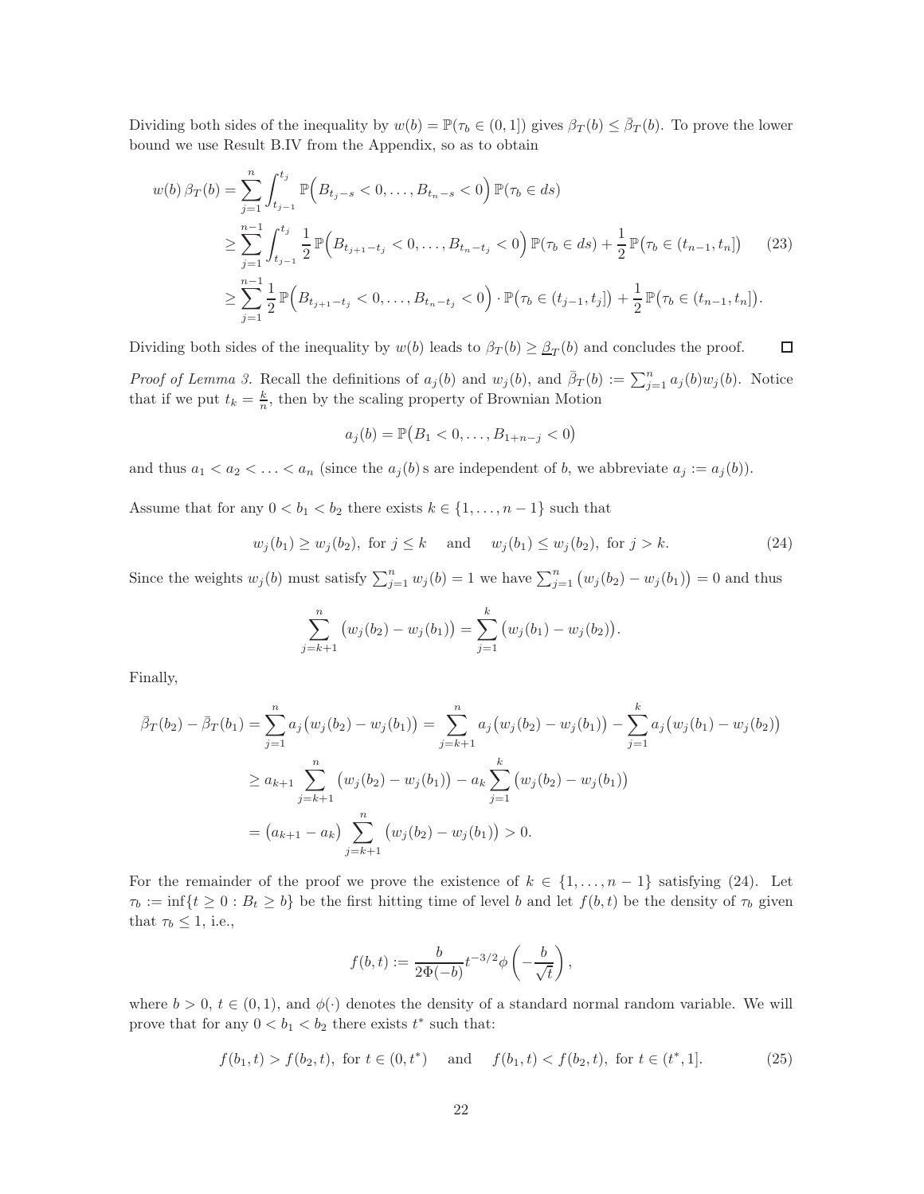Dividing both sides of the inequality by $w(b) = \mathbb{P}(\tau_b \in (0,1])$ gives $\beta_T(b) \leq \bar{\beta}_T(b)$. To prove the lower bound we use Result B.IV from the Appendix, so as to obtain

$$
\begin{aligned}
w(b)\,\beta_T(b) &= \sum_{j=1}^{n} \int_{t_{j-1}}^{t_j} \mathbb{P}\Big(B_{t_j - s} < 0, \ldots, B_{t_n - s} < 0\Big)\,\mathbb{P}(\tau_b \in ds) \\
&\geq \sum_{j=1}^{n-1} \int_{t_{j-1}}^{t_j} \frac{1}{2}\,\mathbb{P}\Big(B_{t_{j+1}-t_j} < 0, \ldots, B_{t_n - t_j} < 0\Big)\,\mathbb{P}(\tau_b \in ds) + \frac{1}{2}\,\mathbb{P}\big(\tau_b \in (t_{n-1}, t_n]\big) \qquad (23) \\
&\geq \sum_{j=1}^{n-1} \frac{1}{2}\,\mathbb{P}\Big(B_{t_{j+1}-t_j} < 0, \ldots, B_{t_n - t_j} < 0\Big) \cdot \mathbb{P}\big(\tau_b \in (t_{j-1}, t_j]\big) + \frac{1}{2}\,\mathbb{P}\big(\tau_b \in (t_{n-1}, t_n]\big).
\end{aligned}
$$

Dividing both sides of the inequality by $w(b)$ leads to $\beta_T(b) \geq \underline{\beta}_T(b)$ and concludes the proof. $\square$

*Proof of Lemma 3.* Recall the definitions of $a_j(b)$ and $w_j(b)$, and $\bar{\beta}_T(b) := \sum_{j=1}^{n} a_j(b) w_j(b)$. Notice that if we put $t_k = \frac{k}{n}$, then by the scaling property of Brownian Motion

$$
a_j(b) = \mathbb{P}\big(B_1 < 0, \ldots, B_{1+n-j} < 0\big)
$$

and thus $a_1 < a_2 < \ldots < a_n$ (since the $a_j(b)$s are independent of $b$, we abbreviate $a_j := a_j(b)$).

Assume that for any $0 < b_1 < b_2$ there exists $k \in \{1, \ldots, n-1\}$ such that

$$
w_j(b_1) \geq w_j(b_2), \text{ for } j \leq k \quad \text{ and } \quad w_j(b_1) \leq w_j(b_2), \text{ for } j > k. \qquad (24)
$$

Since the weights $w_j(b)$ must satisfy $\sum_{j=1}^{n} w_j(b) = 1$ we have $\sum_{j=1}^{n} \big(w_j(b_2) - w_j(b_1)\big) = 0$ and thus

$$
\sum_{j=k+1}^{n} \big(w_j(b_2) - w_j(b_1)\big) = \sum_{j=1}^{k} \big(w_j(b_1) - w_j(b_2)\big).
$$

Finally,

$$
\begin{aligned}
\bar{\beta}_T(b_2) - \bar{\beta}_T(b_1) &= \sum_{j=1}^{n} a_j \big(w_j(b_2) - w_j(b_1)\big) = \sum_{j=k+1}^{n} a_j \big(w_j(b_2) - w_j(b_1)\big) - \sum_{j=1}^{k} a_j \big(w_j(b_1) - w_j(b_2)\big) \\
&\geq a_{k+1} \sum_{j=k+1}^{n} \big(w_j(b_2) - w_j(b_1)\big) - a_k \sum_{j=1}^{k} \big(w_j(b_2) - w_j(b_1)\big) \\
&= \big(a_{k+1} - a_k\big) \sum_{j=k+1}^{n} \big(w_j(b_2) - w_j(b_1)\big) > 0.
\end{aligned}
$$

For the remainder of the proof we prove the existence of $k \in \{1, \ldots, n-1\}$ satisfying (24). Let $\tau_b := \inf\{t \geq 0 : B_t \geq b\}$ be the first hitting time of level $b$ and let $f(b,t)$ be the density of $\tau_b$ given that $\tau_b \leq 1$, i.e.,

$$
f(b,t) := \frac{b}{2\Phi(-b)} t^{-3/2} \phi\left(-\frac{b}{\sqrt{t}}\right),
$$

where $b > 0$, $t \in (0,1)$, and $\phi(\cdot)$ denotes the density of a standard normal random variable. We will prove that for any $0 < b_1 < b_2$ there exists $t^*$ such that:

$$
f(b_1, t) > f(b_2, t), \text{ for } t \in (0, t^*) \quad \text{ and } \quad f(b_1, t) < f(b_2, t), \text{ for } t \in (t^*, 1]. \qquad (25)
$$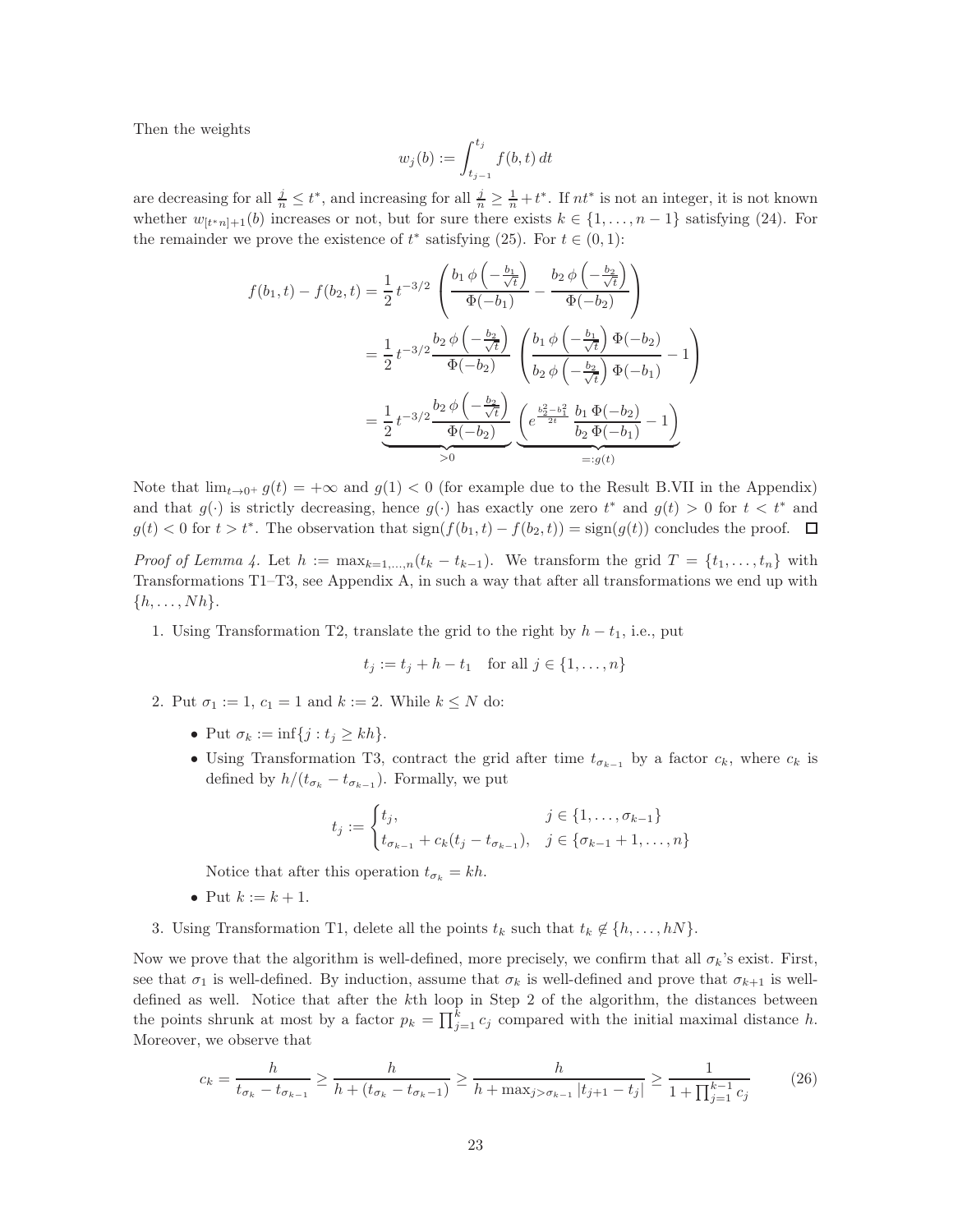Then the weights

$$w_j(b) := \int_{t_{j-1}}^{t_j} f(b,t)\,dt$$

are decreasing for all $\frac{j}{n} \le t^*$, and increasing for all $\frac{j}{n} \ge \frac{1}{n} + t^*$. If $nt^*$ is not an integer, it is not known whether $w_{[t^*n]+1}(b)$ increases or not, but for sure there exists $k \in \{1, \ldots, n-1\}$ satisfying (24). For the remainder we prove the existence of $t^*$ satisfying (25). For $t \in (0,1)$:

$$\begin{aligned}
f(b_1,t) - f(b_2,t) &= \frac{1}{2}\, t^{-3/2} \left( \frac{b_1\, \phi\left(-\frac{b_1}{\sqrt{t}}\right)}{\Phi(-b_1)} - \frac{b_2\, \phi\left(-\frac{b_2}{\sqrt{t}}\right)}{\Phi(-b_2)} \right) \\
&= \frac{1}{2}\, t^{-3/2} \frac{b_2\, \phi\left(-\frac{b_2}{\sqrt{t}}\right)}{\Phi(-b_2)} \left( \frac{b_1\, \phi\left(-\frac{b_1}{\sqrt{t}}\right)\Phi(-b_2)}{b_2\, \phi\left(-\frac{b_2}{\sqrt{t}}\right)\Phi(-b_1)} - 1 \right) \\
&= \underbrace{\frac{1}{2}\, t^{-3/2} \frac{b_2\, \phi\left(-\frac{b_2}{\sqrt{t}}\right)}{\Phi(-b_2)}}_{>0} \underbrace{\left( e^{\frac{b_2^2 - b_1^2}{2t}}\, \frac{b_1\, \Phi(-b_2)}{b_2\, \Phi(-b_1)} - 1 \right)}_{=:g(t)}
\end{aligned}$$

Note that $\lim_{t \to 0+} g(t) = +\infty$ and $g(1) < 0$ (for example due to the Result B.VII in the Appendix) and that $g(\cdot)$ is strictly decreasing, hence $g(\cdot)$ has exactly one zero $t^*$ and $g(t) > 0$ for $t < t^*$ and $g(t) < 0$ for $t > t^*$. The observation that $\operatorname{sign}(f(b_1,t) - f(b_2,t)) = \operatorname{sign}(g(t))$ concludes the proof. $\square$

*Proof of Lemma 4.* Let $h := \max_{k=1,\ldots,n}(t_k - t_{k-1})$. We transform the grid $T = \{t_1, \ldots, t_n\}$ with Transformations T1–T3, see Appendix A, in such a way that after all transformations we end up with $\{h, \ldots, Nh\}$.

1. Using Transformation T2, translate the grid to the right by $h - t_1$, i.e., put

   $$t_j := t_j + h - t_1 \quad \text{for all } j \in \{1, \ldots, n\}$$

2. Put $\sigma_1 := 1$, $c_1 = 1$ and $k := 2$. While $k \le N$ do:

   - Put $\sigma_k := \inf\{j : t_j \ge kh\}$.
   - Using Transformation T3, contract the grid after time $t_{\sigma_{k-1}}$ by a factor $c_k$, where $c_k$ is defined by $h/(t_{\sigma_k} - t_{\sigma_{k-1}})$. Formally, we put

     $$t_j := \begin{cases} t_j, & j \in \{1, \ldots, \sigma_{k-1}\} \\ t_{\sigma_{k-1}} + c_k(t_j - t_{\sigma_{k-1}}), & j \in \{\sigma_{k-1}+1, \ldots, n\} \end{cases}$$

     Notice that after this operation $t_{\sigma_k} = kh$.
   - Put $k := k + 1$.

3. Using Transformation T1, delete all the points $t_k$ such that $t_k \notin \{h, \ldots, hN\}$.

Now we prove that the algorithm is well-defined, more precisely, we confirm that all $\sigma_k$'s exist. First, see that $\sigma_1$ is well-defined. By induction, assume that $\sigma_k$ is well-defined and prove that $\sigma_{k+1}$ is well-defined as well. Notice that after the $k$th loop in Step 2 of the algorithm, the distances between the points shrunk at most by a factor $p_k = \prod_{j=1}^{k} c_j$ compared with the initial maximal distance $h$. Moreover, we observe that

$$c_k = \frac{h}{t_{\sigma_k} - t_{\sigma_{k-1}}} \ge \frac{h}{h + (t_{\sigma_k} - t_{\sigma_k - 1})} \ge \frac{h}{h + \max_{j > \sigma_{k-1}} |t_{j+1} - t_j|} \ge \frac{1}{1 + \prod_{j=1}^{k-1} c_j} \tag{26}$$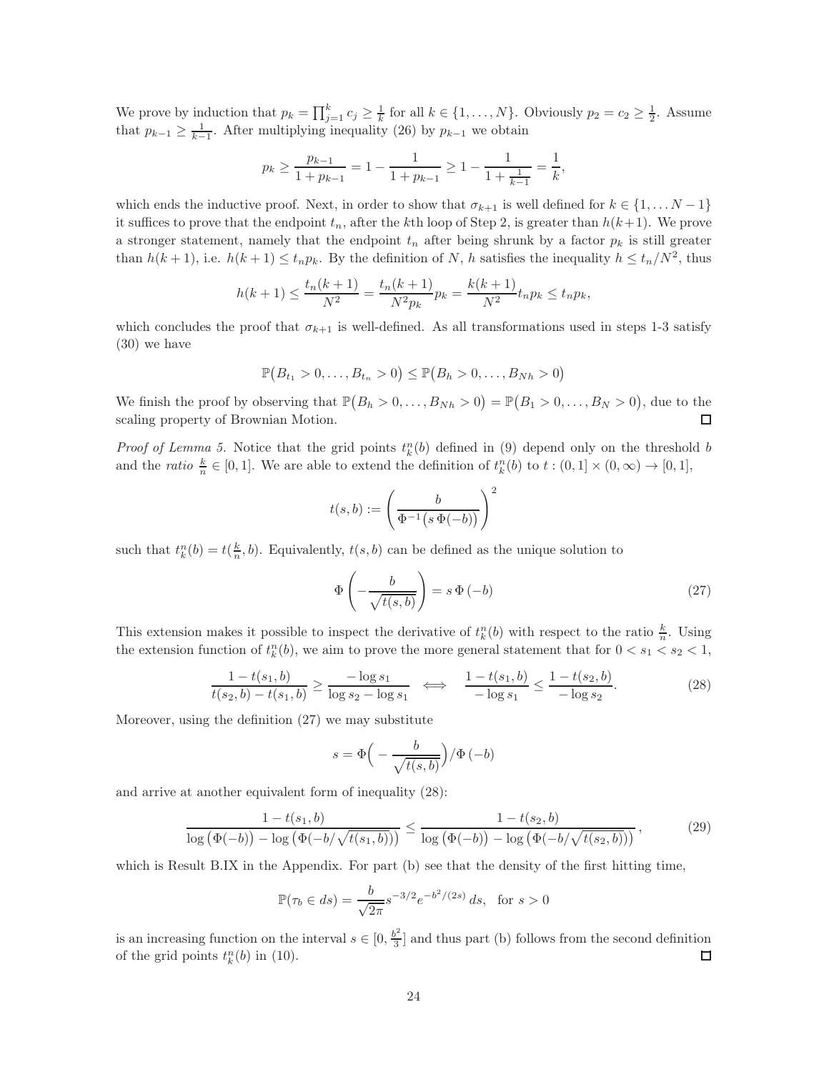We prove by induction that $p_k = \prod_{j=1}^{k} c_j \geq \frac{1}{k}$ for all $k \in \{1, \dots, N\}$. Obviously $p_2 = c_2 \geq \frac{1}{2}$. Assume that $p_{k-1} \geq \frac{1}{k-1}$. After multiplying inequality (26) by $p_{k-1}$ we obtain

$$p_k \geq \frac{p_{k-1}}{1 + p_{k-1}} = 1 - \frac{1}{1 + p_{k-1}} \geq 1 - \frac{1}{1 + \frac{1}{k-1}} = \frac{1}{k},$$

which ends the inductive proof. Next, in order to show that $\sigma_{k+1}$ is well defined for $k \in \{1, \dots N-1\}$ it suffices to prove that the endpoint $t_n$, after the $k$th loop of Step 2, is greater than $h(k+1)$. We prove a stronger statement, namely that the endpoint $t_n$ after being shrunk by a factor $p_k$ is still greater than $h(k+1)$, i.e. $h(k+1) \leq t_n p_k$. By the definition of $N$, $h$ satisfies the inequality $h \leq t_n / N^2$, thus

$$h(k+1) \leq \frac{t_n(k+1)}{N^2} = \frac{t_n(k+1)}{N^2 p_k} p_k = \frac{k(k+1)}{N^2} t_n p_k \leq t_n p_k,$$

which concludes the proof that $\sigma_{k+1}$ is well-defined. As all transformations used in steps 1-3 satisfy (30) we have

$$\mathbb{P}\big(B_{t_1} > 0, \dots, B_{t_n} > 0\big) \leq \mathbb{P}\big(B_h > 0, \dots, B_{Nh} > 0\big)$$

We finish the proof by observing that $\mathbb{P}\big(B_h > 0, \dots, B_{Nh} > 0\big) = \mathbb{P}\big(B_1 > 0, \dots, B_N > 0\big)$, due to the scaling property of Brownian Motion. $\square$

*Proof of Lemma 5.* Notice that the grid points $t_k^n(b)$ defined in (9) depend only on the threshold $b$ and the *ratio* $\frac{k}{n} \in [0, 1]$. We are able to extend the definition of $t_k^n(b)$ to $t : (0, 1] \times (0, \infty) \to [0, 1]$,

$$t(s, b) := \left( \frac{b}{\Phi^{-1}\big(s\, \Phi(-b)\big)} \right)^2$$

such that $t_k^n(b) = t(\frac{k}{n}, b)$. Equivalently, $t(s, b)$ can be defined as the unique solution to

$$\Phi\left( -\frac{b}{\sqrt{t(s,b)}} \right) = s\, \Phi\left(-b\right) \tag{27}$$

This extension makes it possible to inspect the derivative of $t_k^n(b)$ with respect to the ratio $\frac{k}{n}$. Using the extension function of $t_k^n(b)$, we aim to prove the more general statement that for $0 < s_1 < s_2 < 1$,

$$\frac{1 - t(s_1, b)}{t(s_2, b) - t(s_1, b)} \geq \frac{-\log s_1}{\log s_2 - \log s_1} \iff \frac{1 - t(s_1, b)}{-\log s_1} \leq \frac{1 - t(s_2, b)}{-\log s_2}. \tag{28}$$

Moreover, using the definition (27) we may substitute

$$s = \Phi\Big( -\frac{b}{\sqrt{t(s,b)}} \Big) / \Phi\left(-b\right)$$

and arrive at another equivalent form of inequality (28):

$$\frac{1 - t(s_1, b)}{\log\big(\Phi(-b)\big) - \log\big(\Phi(-b/\sqrt{t(s_1, b)})\big)} \leq \frac{1 - t(s_2, b)}{\log\big(\Phi(-b)\big) - \log\big(\Phi(-b/\sqrt{t(s_2, b)})\big)}, \tag{29}$$

which is Result B.IX in the Appendix. For part (b) see that the density of the first hitting time,

$$\mathbb{P}(\tau_b \in ds) = \frac{b}{\sqrt{2\pi}} s^{-3/2} e^{-b^2/(2s)}\, ds, \quad \text{for } s > 0$$

is an increasing function on the interval $s \in [0, \frac{b^2}{3}]$ and thus part (b) follows from the second definition of the grid points $t_k^n(b)$ in (10). $\square$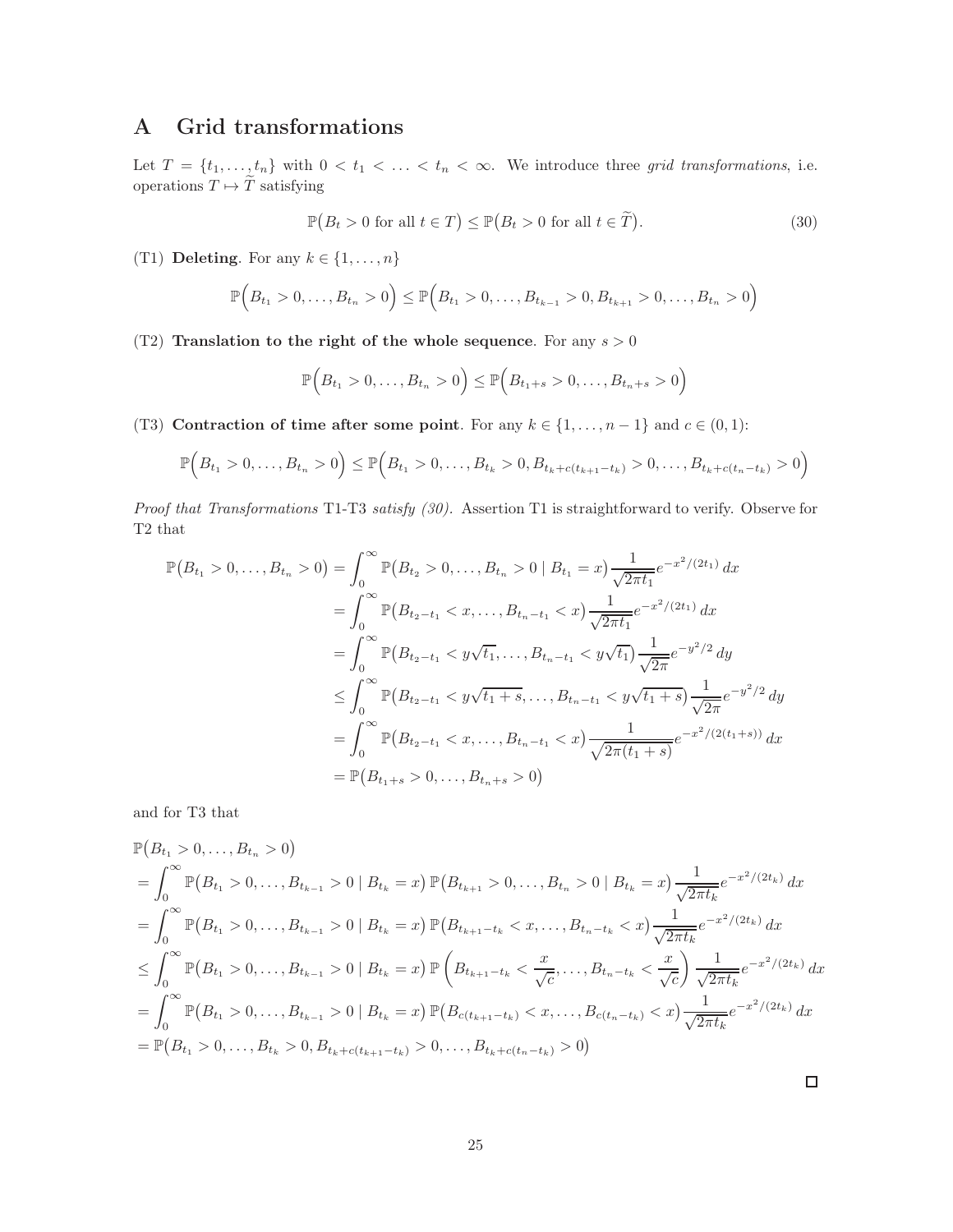# A Grid transformations

Let $T = \{t_1, \dots, t_n\}$ with $0 < t_1 < \dots < t_n < \infty$. We introduce three *grid transformations*, i.e. operations $T \mapsto \widetilde{T}$ satisfying

$$\mathbb{P}\big(B_t > 0 \text{ for all } t \in T\big) \le \mathbb{P}\big(B_t > 0 \text{ for all } t \in \widetilde{T}\big). \tag{30}$$

(T1) **Deleting**. For any $k \in \{1, \dots, n\}$

$$\mathbb{P}\Big(B_{t_1} > 0, \dots, B_{t_n} > 0\Big) \le \mathbb{P}\Big(B_{t_1} > 0, \dots, B_{t_{k-1}} > 0, B_{t_{k+1}} > 0, \dots, B_{t_n} > 0\Big)$$

(T2) **Translation to the right of the whole sequence**. For any $s > 0$

$$\mathbb{P}\Big(B_{t_1} > 0, \dots, B_{t_n} > 0\Big) \le \mathbb{P}\Big(B_{t_1+s} > 0, \dots, B_{t_n+s} > 0\Big)$$

(T3) **Contraction of time after some point**. For any $k \in \{1, \dots, n-1\}$ and $c \in (0, 1)$:

$$\mathbb{P}\Big(B_{t_1} > 0, \dots, B_{t_n} > 0\Big) \le \mathbb{P}\Big(B_{t_1} > 0, \dots, B_{t_k} > 0, B_{t_k + c(t_{k+1}-t_k)} > 0, \dots, B_{t_k + c(t_n - t_k)} > 0\Big)$$

*Proof that Transformations* T1-T3 *satisfy (30).* Assertion T1 is straightforward to verify. Observe for T2 that

$$\begin{aligned}
\mathbb{P}\big(B_{t_1} > 0, \dots, B_{t_n} > 0\big) &= \int_0^\infty \mathbb{P}\big(B_{t_2} > 0, \dots, B_{t_n} > 0 \mid B_{t_1} = x\big) \frac{1}{\sqrt{2\pi t_1}} e^{-x^2/(2t_1)}\, dx \\
&= \int_0^\infty \mathbb{P}\big(B_{t_2 - t_1} < x, \dots, B_{t_n - t_1} < x\big) \frac{1}{\sqrt{2\pi t_1}} e^{-x^2/(2t_1)}\, dx \\
&= \int_0^\infty \mathbb{P}\big(B_{t_2 - t_1} < y\sqrt{t_1}, \dots, B_{t_n - t_1} < y\sqrt{t_1}\big) \frac{1}{\sqrt{2\pi}} e^{-y^2/2}\, dy \\
&\le \int_0^\infty \mathbb{P}\big(B_{t_2 - t_1} < y\sqrt{t_1 + s}, \dots, B_{t_n - t_1} < y\sqrt{t_1 + s}\big) \frac{1}{\sqrt{2\pi}} e^{-y^2/2}\, dy \\
&= \int_0^\infty \mathbb{P}\big(B_{t_2 - t_1} < x, \dots, B_{t_n - t_1} < x\big) \frac{1}{\sqrt{2\pi(t_1 + s)}} e^{-x^2/(2(t_1+s))}\, dx \\
&= \mathbb{P}\big(B_{t_1+s} > 0, \dots, B_{t_n+s} > 0\big)
\end{aligned}$$

and for T3 that

$$\begin{aligned}
&\mathbb{P}\big(B_{t_1} > 0, \dots, B_{t_n} > 0\big) \\
&= \int_0^\infty \mathbb{P}\big(B_{t_1} > 0, \dots, B_{t_{k-1}} > 0 \mid B_{t_k} = x\big)\, \mathbb{P}\big(B_{t_{k+1}} > 0, \dots, B_{t_n} > 0 \mid B_{t_k} = x\big) \frac{1}{\sqrt{2\pi t_k}} e^{-x^2/(2t_k)}\, dx \\
&= \int_0^\infty \mathbb{P}\big(B_{t_1} > 0, \dots, B_{t_{k-1}} > 0 \mid B_{t_k} = x\big)\, \mathbb{P}\big(B_{t_{k+1} - t_k} < x, \dots, B_{t_n - t_k} < x\big) \frac{1}{\sqrt{2\pi t_k}} e^{-x^2/(2t_k)}\, dx \\
&\le \int_0^\infty \mathbb{P}\big(B_{t_1} > 0, \dots, B_{t_{k-1}} > 0 \mid B_{t_k} = x\big)\, \mathbb{P}\left(B_{t_{k+1} - t_k} < \frac{x}{\sqrt{c}}, \dots, B_{t_n - t_k} < \frac{x}{\sqrt{c}}\right) \frac{1}{\sqrt{2\pi t_k}} e^{-x^2/(2t_k)}\, dx \\
&= \int_0^\infty \mathbb{P}\big(B_{t_1} > 0, \dots, B_{t_{k-1}} > 0 \mid B_{t_k} = x\big)\, \mathbb{P}\big(B_{c(t_{k+1} - t_k)} < x, \dots, B_{c(t_n - t_k)} < x\big) \frac{1}{\sqrt{2\pi t_k}} e^{-x^2/(2t_k)}\, dx \\
&= \mathbb{P}\big(B_{t_1} > 0, \dots, B_{t_k} > 0, B_{t_k + c(t_{k+1} - t_k)} > 0, \dots, B_{t_k + c(t_n - t_k)} > 0\big)
\end{aligned}$$

□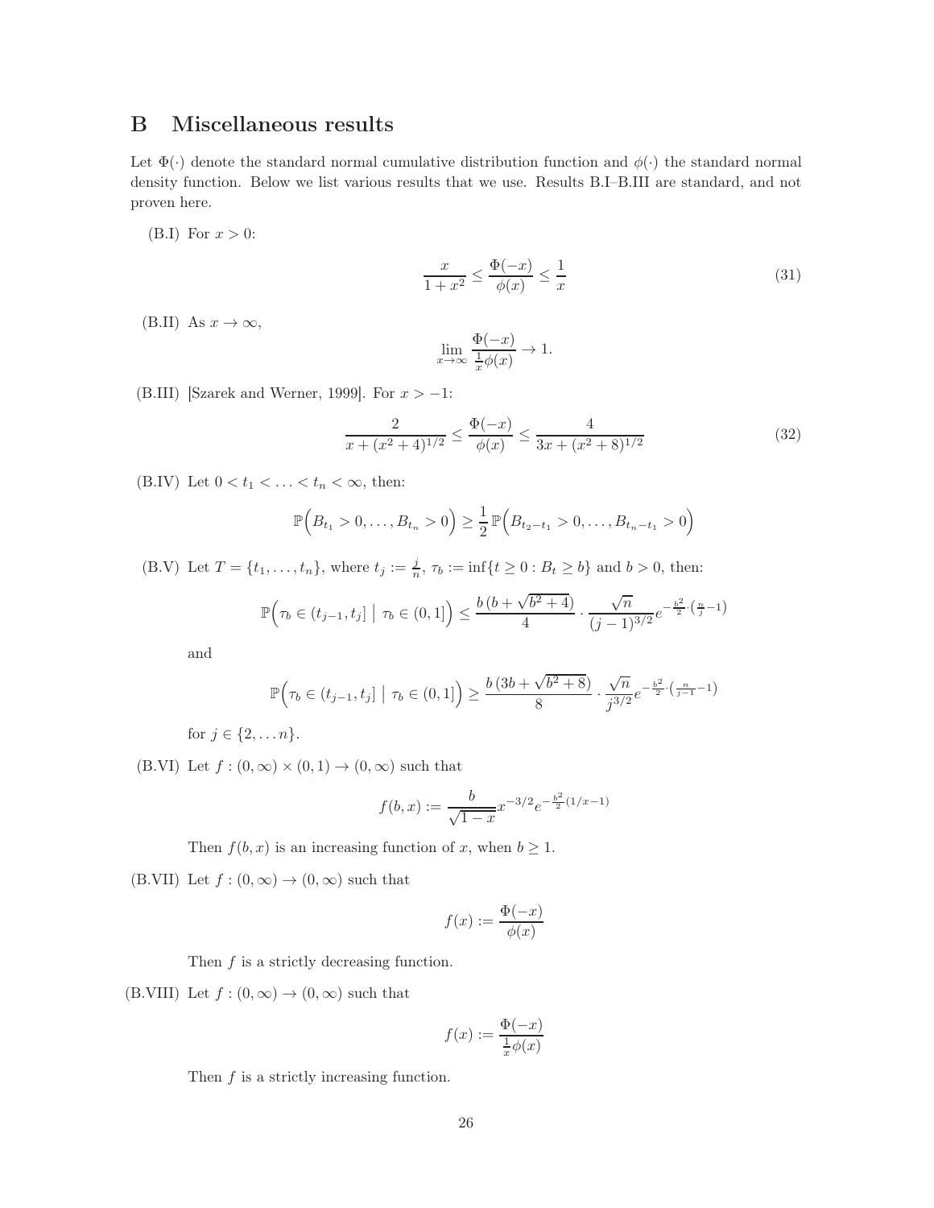## B Miscellaneous results

Let $\Phi(\cdot)$ denote the standard normal cumulative distribution function and $\phi(\cdot)$ the standard normal density function. Below we list various results that we use. Results B.I–B.III are standard, and not proven here.

(B.I) For $x > 0$:

$$\frac{x}{1+x^2} \leq \frac{\Phi(-x)}{\phi(x)} \leq \frac{1}{x} \tag{31}$$

(B.II) As $x \to \infty$,

$$\lim_{x\to\infty} \frac{\Phi(-x)}{\frac{1}{x}\phi(x)} \to 1.$$

(B.III) [Szarek and Werner, 1999]. For $x > -1$:

$$\frac{2}{x+(x^2+4)^{1/2}} \leq \frac{\Phi(-x)}{\phi(x)} \leq \frac{4}{3x+(x^2+8)^{1/2}} \tag{32}$$

(B.IV) Let $0 < t_1 < \ldots < t_n < \infty$, then:

$$\mathbb{P}\Big(B_{t_1} > 0, \ldots, B_{t_n} > 0\Big) \geq \frac{1}{2}\,\mathbb{P}\Big(B_{t_2 - t_1} > 0, \ldots, B_{t_n - t_1} > 0\Big)$$

(B.V) Let $T = \{t_1, \ldots, t_n\}$, where $t_j := \frac{j}{n}$, $\tau_b := \inf\{t \geq 0 : B_t \geq b\}$ and $b > 0$, then:

$$\mathbb{P}\Big(\tau_b \in (t_{j-1}, t_j] \;\Big|\; \tau_b \in (0,1]\Big) \leq \frac{b\,(b+\sqrt{b^2+4})}{4} \cdot \frac{\sqrt{n}}{(j-1)^{3/2}} e^{-\frac{b^2}{2}\cdot\left(\frac{n}{j}-1\right)}$$

and

$$\mathbb{P}\Big(\tau_b \in (t_{j-1}, t_j] \;\Big|\; \tau_b \in (0,1]\Big) \geq \frac{b\,(3b+\sqrt{b^2+8})}{8} \cdot \frac{\sqrt{n}}{j^{3/2}} e^{-\frac{b^2}{2}\cdot\left(\frac{n}{j-1}-1\right)}$$

for $j \in \{2, \ldots n\}$.

(B.VI) Let $f : (0,\infty) \times (0,1) \to (0,\infty)$ such that

$$f(b,x) := \frac{b}{\sqrt{1-x}} x^{-3/2} e^{-\frac{b^2}{2}(1/x-1)}$$

Then $f(b,x)$ is an increasing function of $x$, when $b \geq 1$.

(B.VII) Let $f : (0,\infty) \to (0,\infty)$ such that

$$f(x) := \frac{\Phi(-x)}{\phi(x)}$$

Then $f$ is a strictly decreasing function.

(B.VIII) Let $f : (0,\infty) \to (0,\infty)$ such that

$$f(x) := \frac{\Phi(-x)}{\frac{1}{x}\phi(x)}$$

Then $f$ is a strictly increasing function.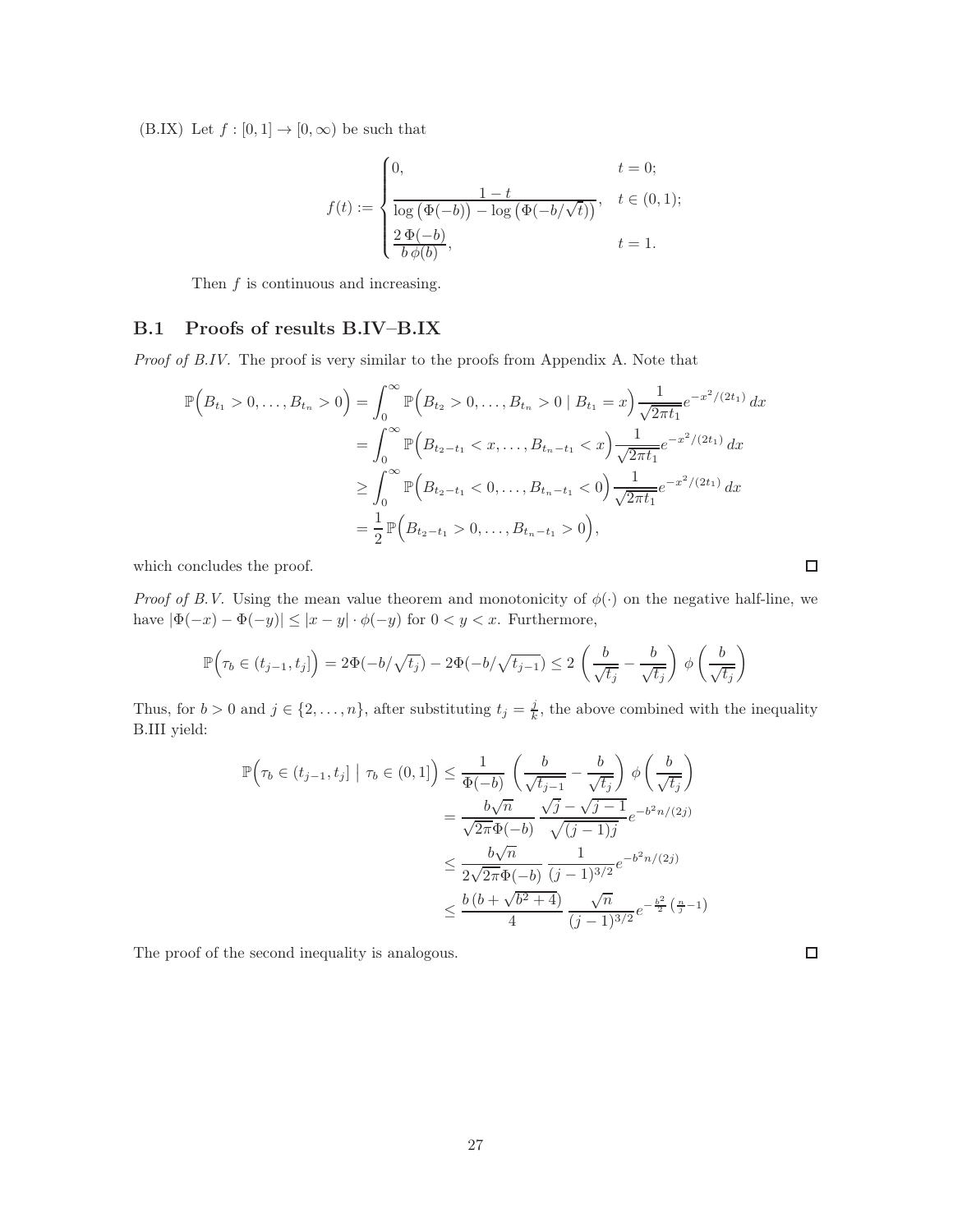(B.IX) Let $f : [0,1] \to [0,\infty)$ be such that

$$
f(t) := \begin{cases} 0, & t = 0; \\ \dfrac{1-t}{\log\big(\Phi(-b)\big) - \log\big(\Phi(-b/\sqrt{t})\big)}, & t \in (0,1); \\ \dfrac{2\,\Phi(-b)}{b\,\phi(b)}, & t = 1. \end{cases}
$$

Then $f$ is continuous and increasing.

## B.1 Proofs of results B.IV–B.IX

*Proof of B.IV.* The proof is very similar to the proofs from Appendix A. Note that

$$
\begin{aligned}
\mathbb{P}\Big(B_{t_1} > 0, \dots, B_{t_n} > 0\Big) &= \int_0^\infty \mathbb{P}\Big(B_{t_2} > 0, \dots, B_{t_n} > 0 \mid B_{t_1} = x\Big) \frac{1}{\sqrt{2\pi t_1}} e^{-x^2/(2t_1)}\, dx \\
&= \int_0^\infty \mathbb{P}\Big(B_{t_2 - t_1} < x, \dots, B_{t_n - t_1} < x\Big) \frac{1}{\sqrt{2\pi t_1}} e^{-x^2/(2t_1)}\, dx \\
&\geq \int_0^\infty \mathbb{P}\Big(B_{t_2 - t_1} < 0, \dots, B_{t_n - t_1} < 0\Big) \frac{1}{\sqrt{2\pi t_1}} e^{-x^2/(2t_1)}\, dx \\
&= \frac{1}{2}\,\mathbb{P}\Big(B_{t_2 - t_1} > 0, \dots, B_{t_n - t_1} > 0\Big),
\end{aligned}
$$

which concludes the proof. □

*Proof of B.V.* Using the mean value theorem and monotonicity of $\phi(\cdot)$ on the negative half-line, we have $|\Phi(-x) - \Phi(-y)| \leq |x - y| \cdot \phi(-y)$ for $0 < y < x$. Furthermore,

$$
\mathbb{P}\Big(\tau_b \in (t_{j-1}, t_j]\Big) = 2\Phi(-b/\sqrt{t_j}) - 2\Phi(-b/\sqrt{t_{j-1}}) \leq 2\,\left(\frac{b}{\sqrt{t_j}} - \frac{b}{\sqrt{t_j}}\right)\,\phi\left(\frac{b}{\sqrt{t_j}}\right)
$$

Thus, for $b > 0$ and $j \in \{2, \dots, n\}$, after substituting $t_j = \frac{j}{k}$, the above combined with the inequality B.III yield:

$$
\begin{aligned}
\mathbb{P}\Big(\tau_b \in (t_{j-1}, t_j] \;\Big|\; \tau_b \in (0,1]\Big) &\leq \frac{1}{\Phi(-b)}\,\left(\frac{b}{\sqrt{t_{j-1}}} - \frac{b}{\sqrt{t_j}}\right)\,\phi\left(\frac{b}{\sqrt{t_j}}\right) \\
&= \frac{b\sqrt{n}}{\sqrt{2\pi}\Phi(-b)}\,\frac{\sqrt{j} - \sqrt{j-1}}{\sqrt{(j-1)j}} e^{-b^2 n/(2j)} \\
&\leq \frac{b\sqrt{n}}{2\sqrt{2\pi}\Phi(-b)}\,\frac{1}{(j-1)^{3/2}} e^{-b^2 n/(2j)} \\
&\leq \frac{b\,(b + \sqrt{b^2+4})}{4}\,\frac{\sqrt{n}}{(j-1)^{3/2}} e^{-\frac{b^2}{2}\left(\frac{n}{j} - 1\right)}
\end{aligned}
$$

The proof of the second inequality is analogous. □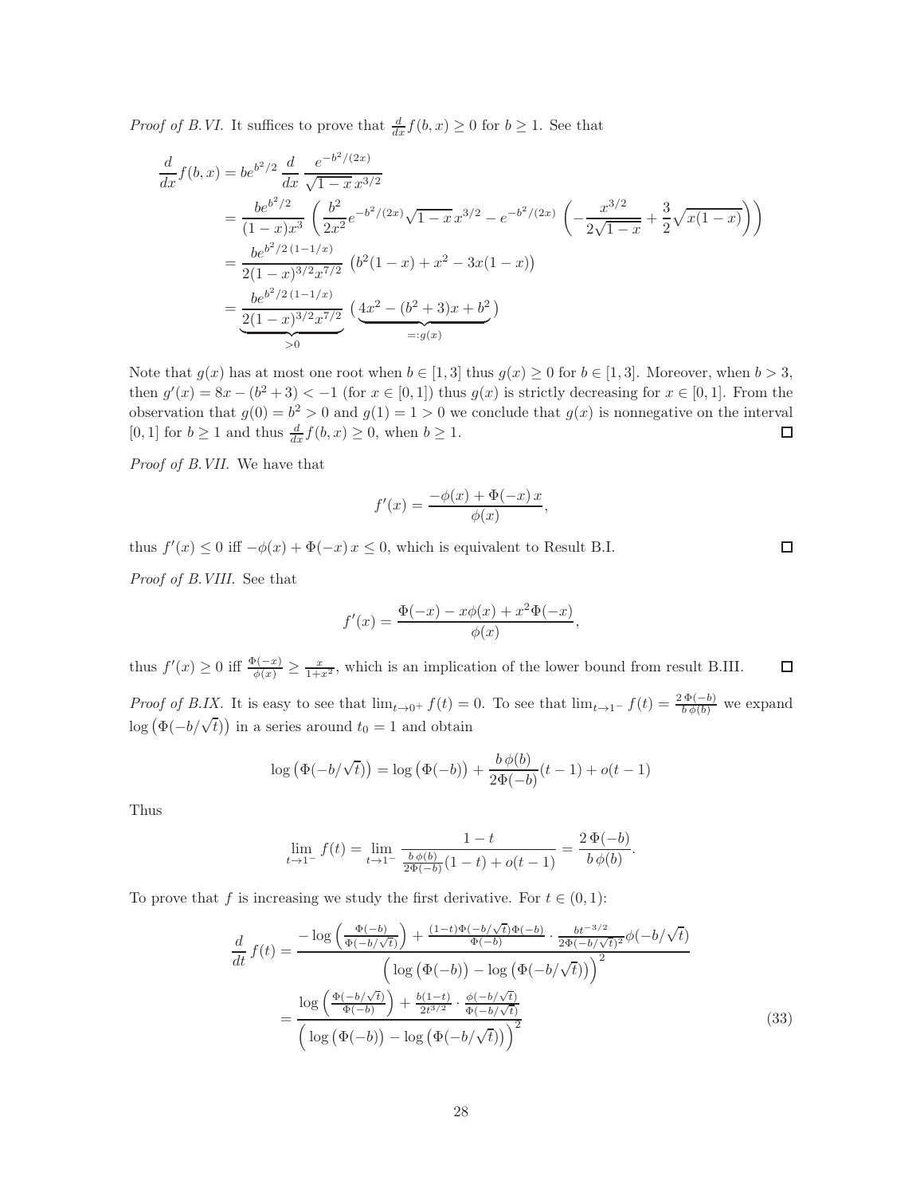*Proof of B.VI.* It suffices to prove that $\frac{d}{dx}f(b,x) \geq 0$ for $b \geq 1$. See that

$$
\begin{aligned}
\frac{d}{dx}f(b,x) &= be^{b^2/2}\,\frac{d}{dx}\,\frac{e^{-b^2/(2x)}}{\sqrt{1-x}\,x^{3/2}} \\
&= \frac{be^{b^2/2}}{(1-x)x^3}\left(\frac{b^2}{2x^2}e^{-b^2/(2x)}\sqrt{1-x}\,x^{3/2} - e^{-b^2/(2x)}\left(-\frac{x^{3/2}}{2\sqrt{1-x}} + \frac{3}{2}\sqrt{x(1-x)}\right)\right) \\
&= \frac{be^{b^2/2\,(1-1/x)}}{2(1-x)^{3/2}x^{7/2}}\left(b^2(1-x) + x^2 - 3x(1-x)\right) \\
&= \underbrace{\frac{be^{b^2/2\,(1-1/x)}}{2(1-x)^{3/2}x^{7/2}}}_{>0}\,\big(\underbrace{4x^2 - (b^2+3)x + b^2}_{=:g(x)}\big)
\end{aligned}
$$

Note that $g(x)$ has at most one root when $b \in [1,3]$ thus $g(x) \geq 0$ for $b \in [1,3]$. Moreover, when $b > 3$, then $g'(x) = 8x - (b^2+3) < -1$ (for $x \in [0,1]$) thus $g(x)$ is strictly decreasing for $x \in [0,1]$. From the observation that $g(0) = b^2 > 0$ and $g(1) = 1 > 0$ we conclude that $g(x)$ is nonnegative on the interval $[0,1]$ for $b \geq 1$ and thus $\frac{d}{dx}f(b,x) \geq 0$, when $b \geq 1$. □

*Proof of B.VII.* We have that

$$
f'(x) = \frac{-\phi(x) + \Phi(-x)\,x}{\phi(x)},
$$

thus $f'(x) \leq 0$ iff $-\phi(x) + \Phi(-x)\,x \leq 0$, which is equivalent to Result B.I. □

*Proof of B.VIII.* See that

$$
f'(x) = \frac{\Phi(-x) - x\phi(x) + x^2\Phi(-x)}{\phi(x)},
$$

thus $f'(x) \geq 0$ iff $\frac{\Phi(-x)}{\phi(x)} \geq \frac{x}{1+x^2}$, which is an implication of the lower bound from result B.III. □

*Proof of B.IX.* It is easy to see that $\lim_{t\to 0^+} f(t) = 0$. To see that $\lim_{t\to 1^-} f(t) = \frac{2\,\Phi(-b)}{b\,\phi(b)}$ we expand $\log\left(\Phi(-b/\sqrt{t})\right)$ in a series around $t_0 = 1$ and obtain

$$
\log\left(\Phi(-b/\sqrt{t})\right) = \log\left(\Phi(-b)\right) + \frac{b\,\phi(b)}{2\Phi(-b)}(t-1) + o(t-1)
$$

Thus

$$
\lim_{t\to 1^-} f(t) = \lim_{t\to 1^-} \frac{1-t}{\frac{b\,\phi(b)}{2\Phi(-b)}(1-t) + o(t-1)} = \frac{2\,\Phi(-b)}{b\,\phi(b)}.
$$

To prove that $f$ is increasing we study the first derivative. For $t \in (0,1)$:

$$
\begin{aligned}
\frac{d}{dt}\,f(t) &= \frac{-\log\left(\frac{\Phi(-b)}{\Phi(-b/\sqrt{t})}\right) + \frac{(1-t)\Phi(-b/\sqrt{t})\Phi(-b)}{\Phi(-b)}\cdot\frac{bt^{-3/2}}{2\Phi(-b/\sqrt{t})^2}\phi(-b/\sqrt{t})}{\Big(\log\left(\Phi(-b)\right) - \log\left(\Phi(-b/\sqrt{t})\right)\Big)^2} \\
&= \frac{\log\left(\frac{\Phi(-b/\sqrt{t})}{\Phi(-b)}\right) + \frac{b(1-t)}{2t^{3/2}}\cdot\frac{\phi(-b/\sqrt{t})}{\Phi(-b/\sqrt{t})}}{\Big(\log\left(\Phi(-b)\right) - \log\left(\Phi(-b/\sqrt{t})\right)\Big)^2}
\end{aligned}
\tag{33}
$$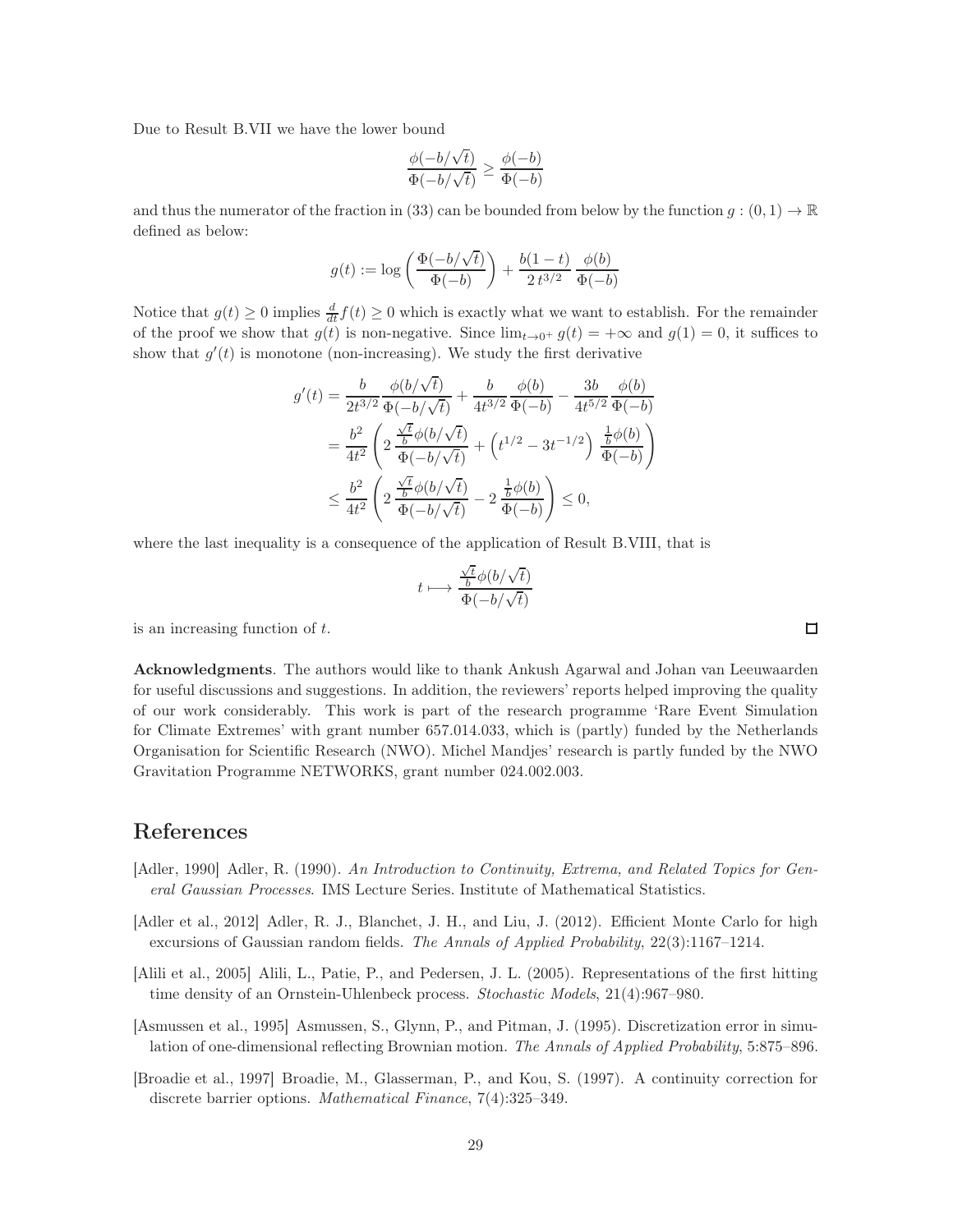Due to Result B.VII we have the lower bound

$$\frac{\phi(-b/\sqrt{t})}{\Phi(-b/\sqrt{t})} \geq \frac{\phi(-b)}{\Phi(-b)}$$

and thus the numerator of the fraction in (33) can be bounded from below by the function $g : (0,1) \to \mathbb{R}$ defined as below:

$$g(t) := \log\left(\frac{\Phi(-b/\sqrt{t})}{\Phi(-b)}\right) + \frac{b(1-t)}{2\,t^{3/2}}\,\frac{\phi(b)}{\Phi(-b)}$$

Notice that $g(t) \geq 0$ implies $\frac{d}{dt}f(t) \geq 0$ which is exactly what we want to establish. For the remainder of the proof we show that $g(t)$ is non-negative. Since $\lim_{t\to 0^+} g(t) = +\infty$ and $g(1) = 0$, it suffices to show that $g'(t)$ is monotone (non-increasing). We study the first derivative

$$\begin{aligned}
g'(t) &= \frac{b}{2t^{3/2}}\,\frac{\phi(b/\sqrt{t})}{\Phi(-b/\sqrt{t})} + \frac{b}{4t^{3/2}}\,\frac{\phi(b)}{\Phi(-b)} - \frac{3b}{4t^{5/2}}\,\frac{\phi(b)}{\Phi(-b)} \\
&= \frac{b^2}{4t^2}\left(2\,\frac{\frac{\sqrt{t}}{b}\phi(b/\sqrt{t})}{\Phi(-b/\sqrt{t})} + \left(t^{1/2} - 3t^{-1/2}\right)\,\frac{\frac{1}{b}\phi(b)}{\Phi(-b)}\right) \\
&\leq \frac{b^2}{4t^2}\left(2\,\frac{\frac{\sqrt{t}}{b}\phi(b/\sqrt{t})}{\Phi(-b/\sqrt{t})} - 2\,\frac{\frac{1}{b}\phi(b)}{\Phi(-b)}\right) \leq 0,
\end{aligned}$$

where the last inequality is a consequence of the application of Result B.VIII, that is

$$t \longmapsto \frac{\frac{\sqrt{t}}{b}\phi(b/\sqrt{t})}{\Phi(-b/\sqrt{t})}$$

is an increasing function of $t$. □

**Acknowledgments**. The authors would like to thank Ankush Agarwal and Johan van Leeuwaarden for useful discussions and suggestions. In addition, the reviewers' reports helped improving the quality of our work considerably. This work is part of the research programme 'Rare Event Simulation for Climate Extremes' with grant number 657.014.033, which is (partly) funded by the Netherlands Organisation for Scientific Research (NWO). Michel Mandjes' research is partly funded by the NWO Gravitation Programme NETWORKS, grant number 024.002.003.

# References

[Adler, 1990] Adler, R. (1990). *An Introduction to Continuity, Extrema, and Related Topics for General Gaussian Processes*. IMS Lecture Series. Institute of Mathematical Statistics.

[Adler et al., 2012] Adler, R. J., Blanchet, J. H., and Liu, J. (2012). Efficient Monte Carlo for high excursions of Gaussian random fields. *The Annals of Applied Probability*, 22(3):1167–1214.

[Alili et al., 2005] Alili, L., Patie, P., and Pedersen, J. L. (2005). Representations of the first hitting time density of an Ornstein-Uhlenbeck process. *Stochastic Models*, 21(4):967–980.

[Asmussen et al., 1995] Asmussen, S., Glynn, P., and Pitman, J. (1995). Discretization error in simulation of one-dimensional reflecting Brownian motion. *The Annals of Applied Probability*, 5:875–896.

[Broadie et al., 1997] Broadie, M., Glasserman, P., and Kou, S. (1997). A continuity correction for discrete barrier options. *Mathematical Finance*, 7(4):325–349.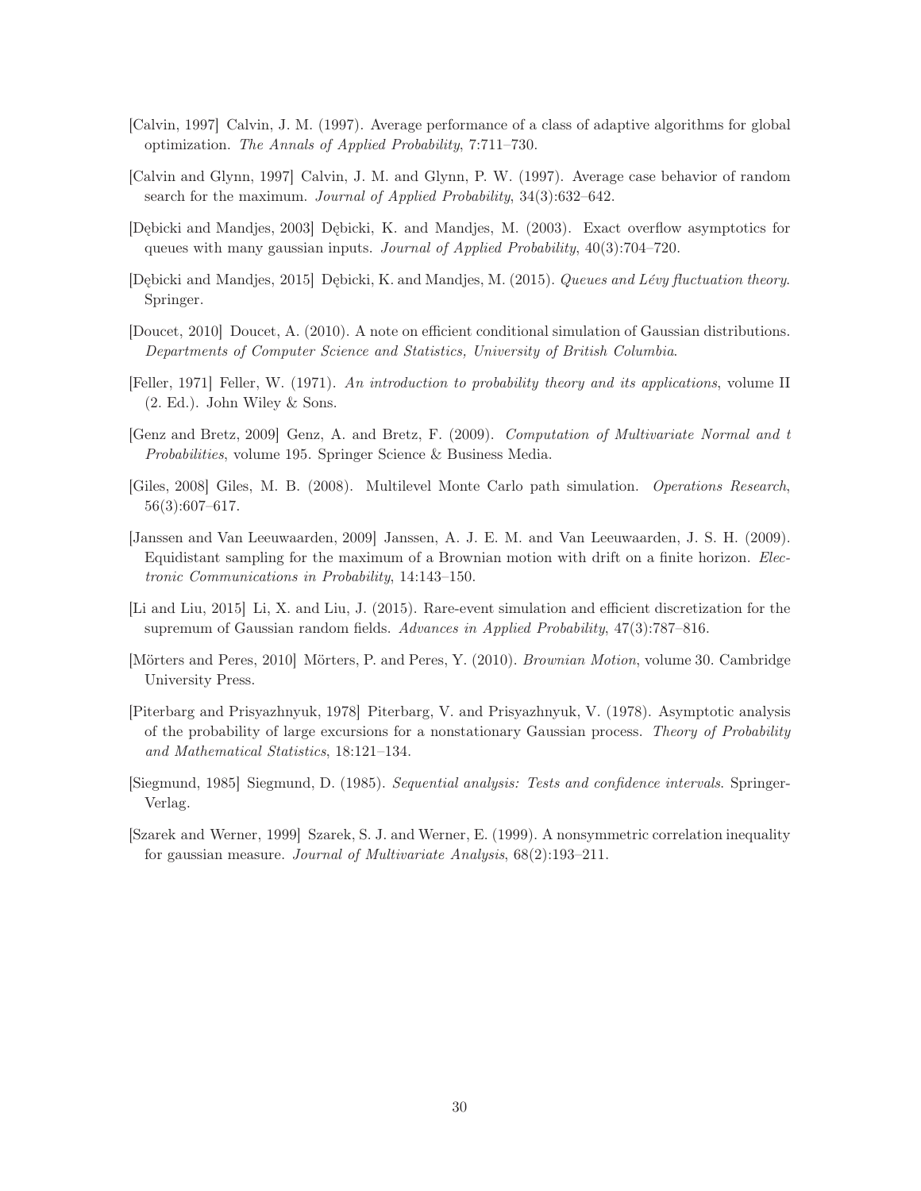[Calvin, 1997] Calvin, J. M. (1997). Average performance of a class of adaptive algorithms for global optimization. *The Annals of Applied Probability*, 7:711–730.

[Calvin and Glynn, 1997] Calvin, J. M. and Glynn, P. W. (1997). Average case behavior of random search for the maximum. *Journal of Applied Probability*, 34(3):632–642.

[Dębicki and Mandjes, 2003] Dębicki, K. and Mandjes, M. (2003). Exact overflow asymptotics for queues with many gaussian inputs. *Journal of Applied Probability*, 40(3):704–720.

[Dębicki and Mandjes, 2015] Dębicki, K. and Mandjes, M. (2015). *Queues and Lévy fluctuation theory*. Springer.

[Doucet, 2010] Doucet, A. (2010). A note on efficient conditional simulation of Gaussian distributions. *Departments of Computer Science and Statistics, University of British Columbia*.

[Feller, 1971] Feller, W. (1971). *An introduction to probability theory and its applications*, volume II (2. Ed.). John Wiley & Sons.

[Genz and Bretz, 2009] Genz, A. and Bretz, F. (2009). *Computation of Multivariate Normal and t Probabilities*, volume 195. Springer Science & Business Media.

[Giles, 2008] Giles, M. B. (2008). Multilevel Monte Carlo path simulation. *Operations Research*, 56(3):607–617.

[Janssen and Van Leeuwaarden, 2009] Janssen, A. J. E. M. and Van Leeuwaarden, J. S. H. (2009). Equidistant sampling for the maximum of a Brownian motion with drift on a finite horizon. *Electronic Communications in Probability*, 14:143–150.

[Li and Liu, 2015] Li, X. and Liu, J. (2015). Rare-event simulation and efficient discretization for the supremum of Gaussian random fields. *Advances in Applied Probability*, 47(3):787–816.

[Mörters and Peres, 2010] Mörters, P. and Peres, Y. (2010). *Brownian Motion*, volume 30. Cambridge University Press.

[Piterbarg and Prisyazhnyuk, 1978] Piterbarg, V. and Prisyazhnyuk, V. (1978). Asymptotic analysis of the probability of large excursions for a nonstationary Gaussian process. *Theory of Probability and Mathematical Statistics*, 18:121–134.

[Siegmund, 1985] Siegmund, D. (1985). *Sequential analysis: Tests and confidence intervals*. Springer-Verlag.

[Szarek and Werner, 1999] Szarek, S. J. and Werner, E. (1999). A nonsymmetric correlation inequality for gaussian measure. *Journal of Multivariate Analysis*, 68(2):193–211.